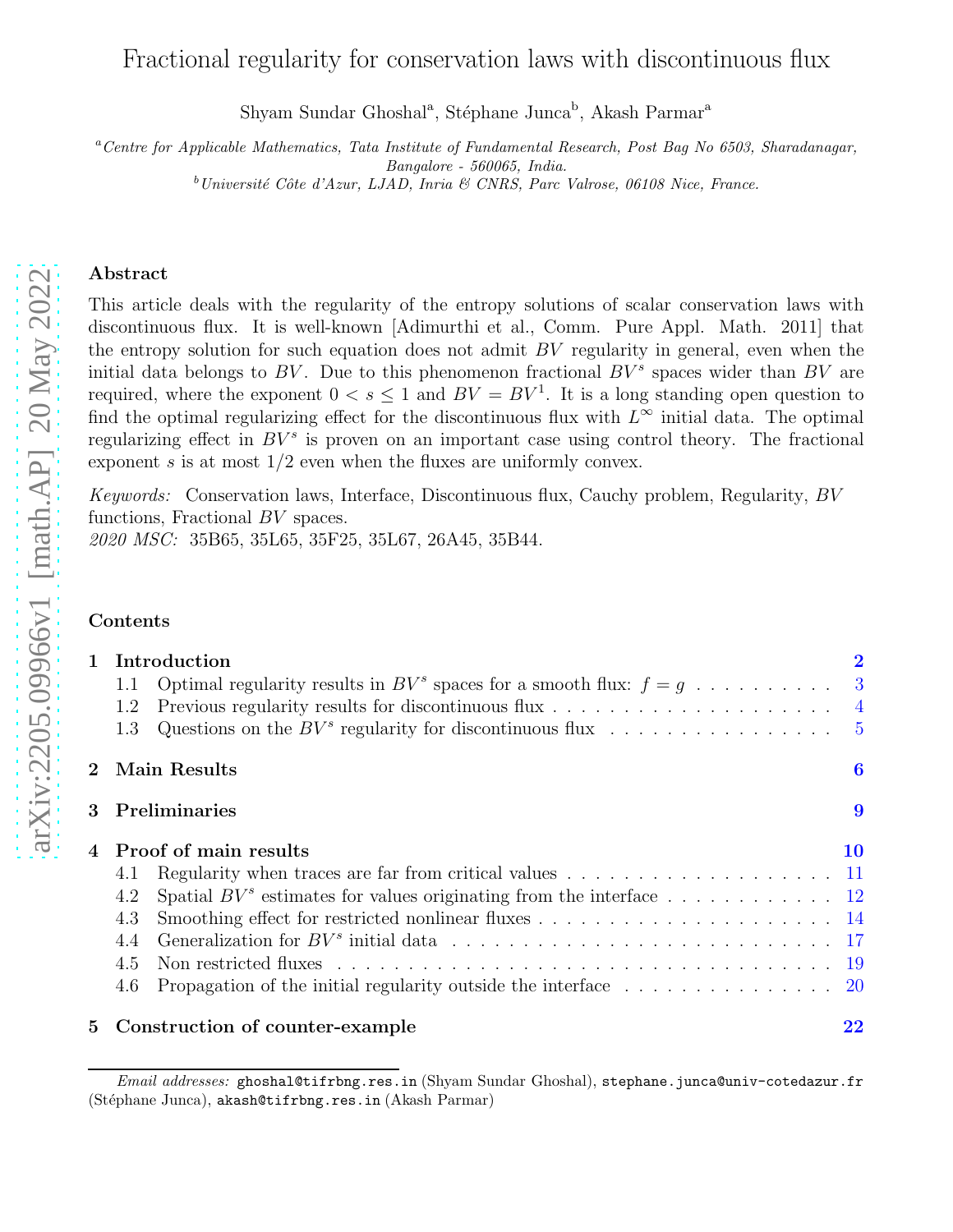# Fractional regularity for conservation laws with discontinuous flux

Shyam Sundar Ghoshal[a], Stéphane Junca[b], Akash Parmar[a]

[a] *Centre for Applicable Mathematics, Tata Institute of Fundamental Research, Post Bag No 6503, Sharadanagar, Bangalore - 560065, India.*

[b] *Université Côte d'Azur, LJAD, Inria & CNRS, Parc Valrose, 06108 Nice, France.*

## Abstract

This article deals with the regularity of the entropy solutions of scalar conservation laws with discontinuous flux. It is well-known [Adimurthi et al., Comm. Pure Appl. Math. 2011] that the entropy solution for such equation does not admit $BV$ regularity in general, even when the initial data belongs to $BV$. Due to this phenomenon fractional $BV^s$ spaces wider than $BV$ are required, where the exponent $0 < s \leq 1$ and $BV = BV^1$. It is a long standing open question to find the optimal regularizing effect for the discontinuous flux with $L^\infty$ initial data. The optimal regularizing effect in $BV^s$ is proven on an important case using control theory. The fractional exponent $s$ is at most $1/2$ even when the fluxes are uniformly convex.

*Keywords:* Conservation laws, Interface, Discontinuous flux, Cauchy problem, Regularity, $BV$ functions, Fractional $BV$ spaces.
*2020 MSC:* 35B65, 35L65, 35F25, 35L67, 26A45, 35B44.

## Contents

- **1 Introduction** — 2
  - 1.1 Optimal regularity results in $BV^s$ spaces for a smooth flux: $f = g$ — 3
  - 1.2 Previous regularity results for discontinuous flux — 4
  - 1.3 Questions on the $BV^s$ regularity for discontinuous flux — 5
- **2 Main Results** — 6
- **3 Preliminaries** — 9
- **4 Proof of main results** — 10
  - 4.1 Regularity when traces are far from critical values — 11
  - 4.2 Spatial $BV^s$ estimates for values originating from the interface — 12
  - 4.3 Smoothing effect for restricted nonlinear fluxes — 14
  - 4.4 Generalization for $BV^s$ initial data — 17
  - 4.5 Non restricted fluxes — 19
  - 4.6 Propagation of the initial regularity outside the interface — 20
- **5 Construction of counter-example** — 22

---

*Email addresses:* ghoshal@tifrbng.res.in (Shyam Sundar Ghoshal), stephane.junca@univ-cotedazur.fr (Stéphane Junca), akash@tifrbng.res.in (Akash Parmar)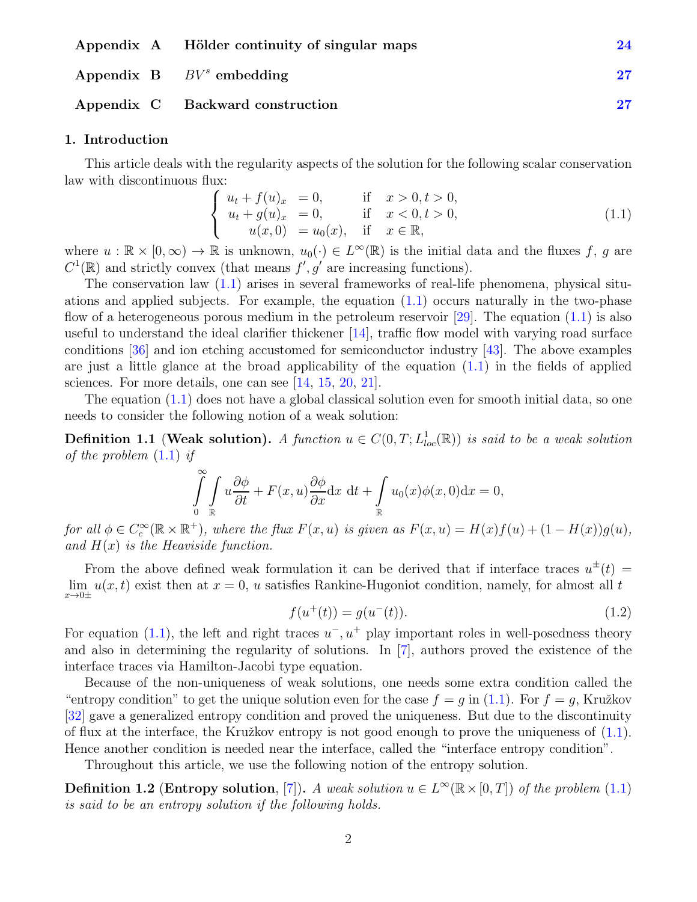| | | |
|---|---|---|
| **Appendix A** | **Hölder continuity of singular maps** | **24** |
| **Appendix B** | **$BV^s$ embedding** | **27** |
| **Appendix C** | **Backward construction** | **27** |

## 1. Introduction

This article deals with the regularity aspects of the solution for the following scalar conservation law with discontinuous flux:

$$\left\{ \begin{array}{rll} u_t + f(u)_x &= 0, & \text{if} \quad x > 0, t > 0, \\ u_t + g(u)_x &= 0, & \text{if} \quad x < 0, t > 0, \\ u(x, 0) &= u_0(x), & \text{if} \quad x \in \mathbb{R}, \end{array} \right. \tag{1.1}$$

where $u : \mathbb{R} \times [0, \infty) \to \mathbb{R}$ is unknown, $u_0(\cdot) \in L^\infty(\mathbb{R})$ is the initial data and the fluxes $f$, $g$ are $C^1(\mathbb{R})$ and strictly convex (that means $f', g'$ are increasing functions).

The conservation law (1.1) arises in several frameworks of real-life phenomena, physical situations and applied subjects. For example, the equation (1.1) occurs naturally in the two-phase flow of a heterogeneous porous medium in the petroleum reservoir [29]. The equation (1.1) is also useful to understand the ideal clarifier thickener [14], traffic flow model with varying road surface conditions [36] and ion etching accustomed for semiconductor industry [43]. The above examples are just a little glance at the broad applicability of the equation (1.1) in the fields of applied sciences. For more details, one can see [14, 15, 20, 21].

The equation (1.1) does not have a global classical solution even for smooth initial data, so one needs to consider the following notion of a weak solution:

**Definition 1.1** (**Weak solution**). *A function $u \in C(0, T; L^1_{loc}(\mathbb{R}))$ is said to be a weak solution of the problem (1.1) if*

$$\int_0^\infty \int_{\mathbb{R}} u \frac{\partial \phi}{\partial t} + F(x, u) \frac{\partial \phi}{\partial x} \mathrm{d}x \ \mathrm{d}t + \int_{\mathbb{R}} u_0(x) \phi(x, 0) \mathrm{d}x = 0,$$

*for all $\phi \in C_c^\infty(\mathbb{R} \times \mathbb{R}^+)$, where the flux $F(x, u)$ is given as $F(x, u) = H(x) f(u) + (1 - H(x)) g(u)$, and $H(x)$ is the Heaviside function.*

From the above defined weak formulation it can be derived that if interface traces $u^\pm(t) = \lim\limits_{x \to 0\pm} u(x, t)$ exist then at $x = 0$, $u$ satisfies Rankine-Hugoniot condition, namely, for almost all $t$

$$f(u^+(t)) = g(u^-(t)). \tag{1.2}$$

For equation (1.1), the left and right traces $u^-, u^+$ play important roles in well-posedness theory and also in determining the regularity of solutions. In [7], authors proved the existence of the interface traces via Hamilton-Jacobi type equation.

Because of the non-uniqueness of weak solutions, one needs some extra condition called the "entropy condition" to get the unique solution even for the case $f = g$ in (1.1). For $f = g$, Kružkov [32] gave a generalized entropy condition and proved the uniqueness. But due to the discontinuity of flux at the interface, the Kružkov entropy is not good enough to prove the uniqueness of (1.1). Hence another condition is needed near the interface, called the "interface entropy condition".

Throughout this article, we use the following notion of the entropy solution.

**Definition 1.2** (**Entropy solution**, [7]). *A weak solution $u \in L^\infty(\mathbb{R} \times [0, T])$ of the problem (1.1) is said to be an entropy solution if the following holds.*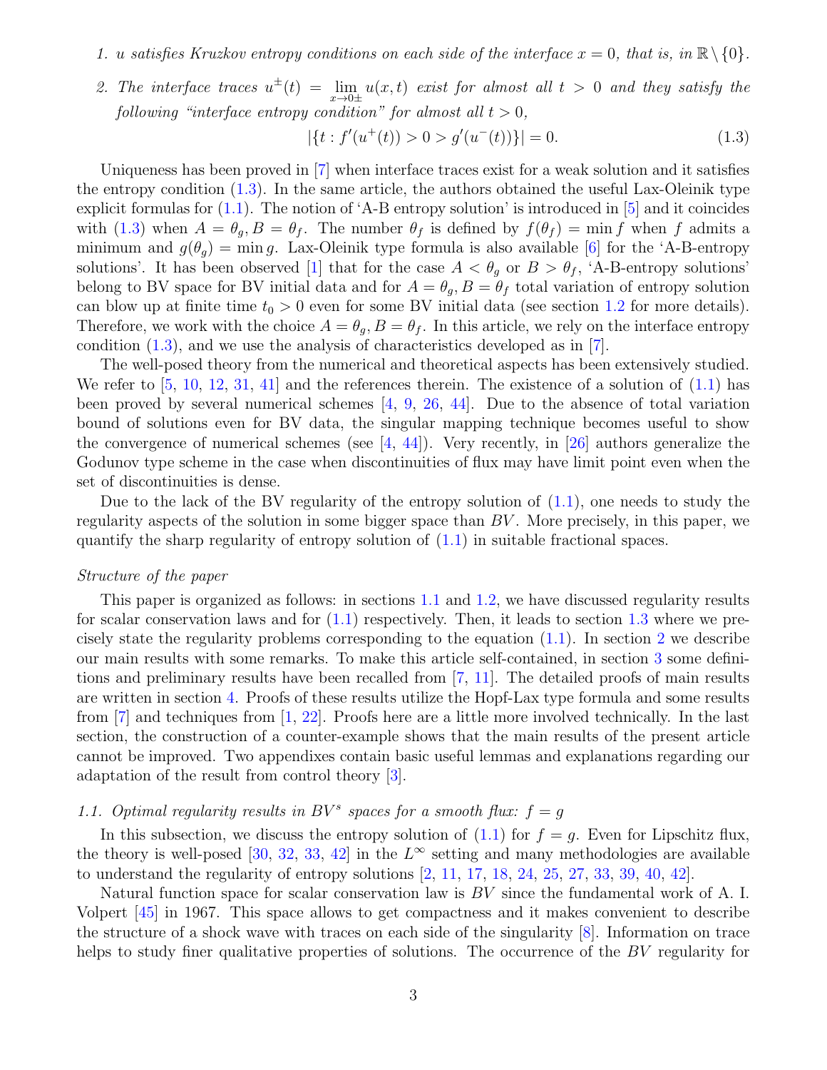1. *$u$ satisfies Kruzkov entropy conditions on each side of the interface $x = 0$, that is, in $\mathbb{R} \setminus \{0\}$.*
2. *The interface traces $u^{\pm}(t) = \lim_{x \to 0\pm} u(x,t)$ exist for almost all $t > 0$ and they satisfy the following "interface entropy condition" for almost all $t > 0$,*

$$|\{t : f'(u^+(t)) > 0 > g'(u^-(t))\}| = 0. \tag{1.3}$$

Uniqueness has been proved in [7] when interface traces exist for a weak solution and it satisfies the entropy condition (1.3). In the same article, the authors obtained the useful Lax-Oleinik type explicit formulas for (1.1). The notion of 'A-B entropy solution' is introduced in [5] and it coincides with (1.3) when $A = \theta_g, B = \theta_f$. The number $\theta_f$ is defined by $f(\theta_f) = \min f$ when $f$ admits a minimum and $g(\theta_g) = \min g$. Lax-Oleinik type formula is also available [6] for the 'A-B-entropy solutions'. It has been observed [1] that for the case $A < \theta_g$ or $B > \theta_f$, 'A-B-entropy solutions' belong to BV space for BV initial data and for $A = \theta_g, B = \theta_f$ total variation of entropy solution can blow up at finite time $t_0 > 0$ even for some BV initial data (see section 1.2 for more details). Therefore, we work with the choice $A = \theta_g, B = \theta_f$. In this article, we rely on the interface entropy condition (1.3), and we use the analysis of characteristics developed as in [7].

The well-posed theory from the numerical and theoretical aspects has been extensively studied. We refer to [5, 10, 12, 31, 41] and the references therein. The existence of a solution of (1.1) has been proved by several numerical schemes [4, 9, 26, 44]. Due to the absence of total variation bound of solutions even for BV data, the singular mapping technique becomes useful to show the convergence of numerical schemes (see [4, 44]). Very recently, in [26] authors generalize the Godunov type scheme in the case when discontinuities of flux may have limit point even when the set of discontinuities is dense.

Due to the lack of the BV regularity of the entropy solution of (1.1), one needs to study the regularity aspects of the solution in some bigger space than $BV$. More precisely, in this paper, we quantify the sharp regularity of entropy solution of (1.1) in suitable fractional spaces.

*Structure of the paper*

This paper is organized as follows: in sections 1.1 and 1.2, we have discussed regularity results for scalar conservation laws and for (1.1) respectively. Then, it leads to section 1.3 where we precisely state the regularity problems corresponding to the equation (1.1). In section 2 we describe our main results with some remarks. To make this article self-contained, in section 3 some definitions and preliminary results have been recalled from [7, 11]. The detailed proofs of main results are written in section 4. Proofs of these results utilize the Hopf-Lax type formula and some results from [7] and techniques from [1, 22]. Proofs here are a little more involved technically. In the last section, the construction of a counter-example shows that the main results of the present article cannot be improved. Two appendixes contain basic useful lemmas and explanations regarding our adaptation of the result from control theory [3].

### *1.1. Optimal regularity results in $BV^s$ spaces for a smooth flux: $f = g$*

In this subsection, we discuss the entropy solution of (1.1) for $f = g$. Even for Lipschitz flux, the theory is well-posed [30, 32, 33, 42] in the $L^\infty$ setting and many methodologies are available to understand the regularity of entropy solutions [2, 11, 17, 18, 24, 25, 27, 33, 39, 40, 42].

Natural function space for scalar conservation law is $BV$ since the fundamental work of A. I. Volpert [45] in 1967. This space allows to get compactness and it makes convenient to describe the structure of a shock wave with traces on each side of the singularity [8]. Information on trace helps to study finer qualitative properties of solutions. The occurrence of the $BV$ regularity for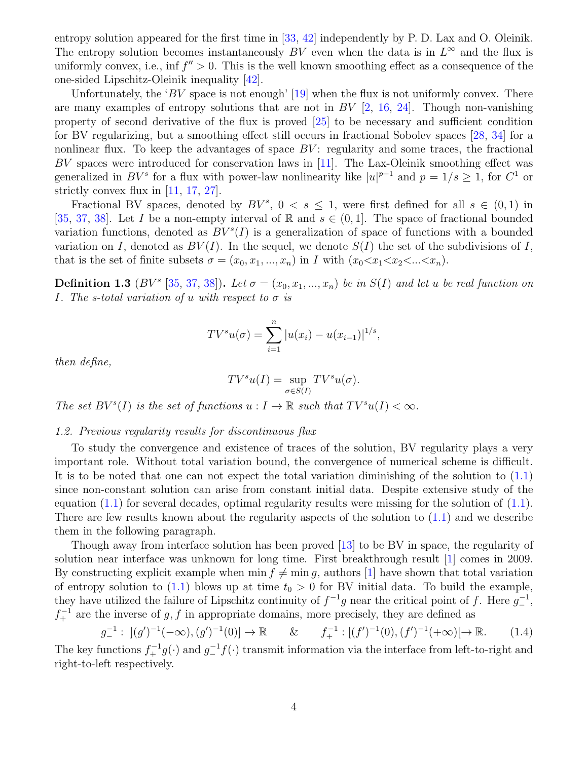entropy solution appeared for the first time in [33, 42] independently by P. D. Lax and O. Oleinik. The entropy solution becomes instantaneously $BV$ even when the data is in $L^\infty$ and the flux is uniformly convex, i.e., $\inf f'' > 0$. This is the well known smoothing effect as a consequence of the one-sided Lipschitz-Oleinik inequality [42].

Unfortunately, the '$BV$ space is not enough' [19] when the flux is not uniformly convex. There are many examples of entropy solutions that are not in $BV$ [2, 16, 24]. Though non-vanishing property of second derivative of the flux is proved [25] to be necessary and sufficient condition for BV regularizing, but a smoothing effect still occurs in fractional Sobolev spaces [28, 34] for a nonlinear flux. To keep the advantages of space $BV$: regularity and some traces, the fractional $BV$ spaces were introduced for conservation laws in [11]. The Lax-Oleinik smoothing effect was generalized in $BV^s$ for a flux with power-law nonlinearity like $|u|^{p+1}$ and $p = 1/s \geq 1$, for $C^1$ or strictly convex flux in [11, 17, 27].

Fractional BV spaces, denoted by $BV^s$, $0 < s \leq 1$, were first defined for all $s \in (0,1)$ in [35, 37, 38]. Let $I$ be a non-empty interval of $\mathbb{R}$ and $s \in (0,1]$. The space of fractional bounded variation functions, denoted as $BV^s(I)$ is a generalization of space of functions with a bounded variation on $I$, denoted as $BV(I)$. In the sequel, we denote $S(I)$ the set of the subdivisions of $I$, that is the set of finite subsets $\sigma = (x_0, x_1, ..., x_n)$ in $I$ with $(x_0 < x_1 < x_2 < ... < x_n)$.

**Definition 1.3** ($BV^s$ [35, 37, 38])**.** *Let $\sigma = (x_0, x_1, ..., x_n)$ be in $S(I)$ and let $u$ be real function on $I$. The s-total variation of $u$ with respect to $\sigma$ is*

$$TV^s u(\sigma) = \sum_{i=1}^{n} |u(x_i) - u(x_{i-1})|^{1/s},$$

*then define,*

$$TV^s u(I) = \sup_{\sigma \in S(I)} TV^s u(\sigma).$$

*The set $BV^s(I)$ is the set of functions $u : I \to \mathbb{R}$ such that $TV^s u(I) < \infty$.*

### *1.2. Previous regularity results for discontinuous flux*

To study the convergence and existence of traces of the solution, BV regularity plays a very important role. Without total variation bound, the convergence of numerical scheme is difficult. It is to be noted that one can not expect the total variation diminishing of the solution to (1.1) since non-constant solution can arise from constant initial data. Despite extensive study of the equation (1.1) for several decades, optimal regularity results were missing for the solution of (1.1). There are few results known about the regularity aspects of the solution to (1.1) and we describe them in the following paragraph.

Though away from interface solution has been proved [13] to be BV in space, the regularity of solution near interface was unknown for long time. First breakthrough result [1] comes in 2009. By constructing explicit example when $\min f \neq \min g$, authors [1] have shown that total variation of entropy solution to (1.1) blows up at time $t_0 > 0$ for BV initial data. To build the example, they have utilized the failure of Lipschitz continuity of $f^{-1}g$ near the critical point of $f$. Here $g_-^{-1}$, $f_+^{-1}$ are the inverse of $g, f$ in appropriate domains, more precisely, they are defined as

$$g_-^{-1} : \,](g')^{-1}(-\infty), (g')^{-1}(0)] \to \mathbb{R} \qquad \& \qquad f_+^{-1} : [(f')^{-1}(0), (f')^{-1}(+\infty)[ \to \mathbb{R}. \tag{1.4}$$

The key functions $f_+^{-1}g(\cdot)$ and $g_-^{-1}f(\cdot)$ transmit information via the interface from left-to-right and right-to-left respectively.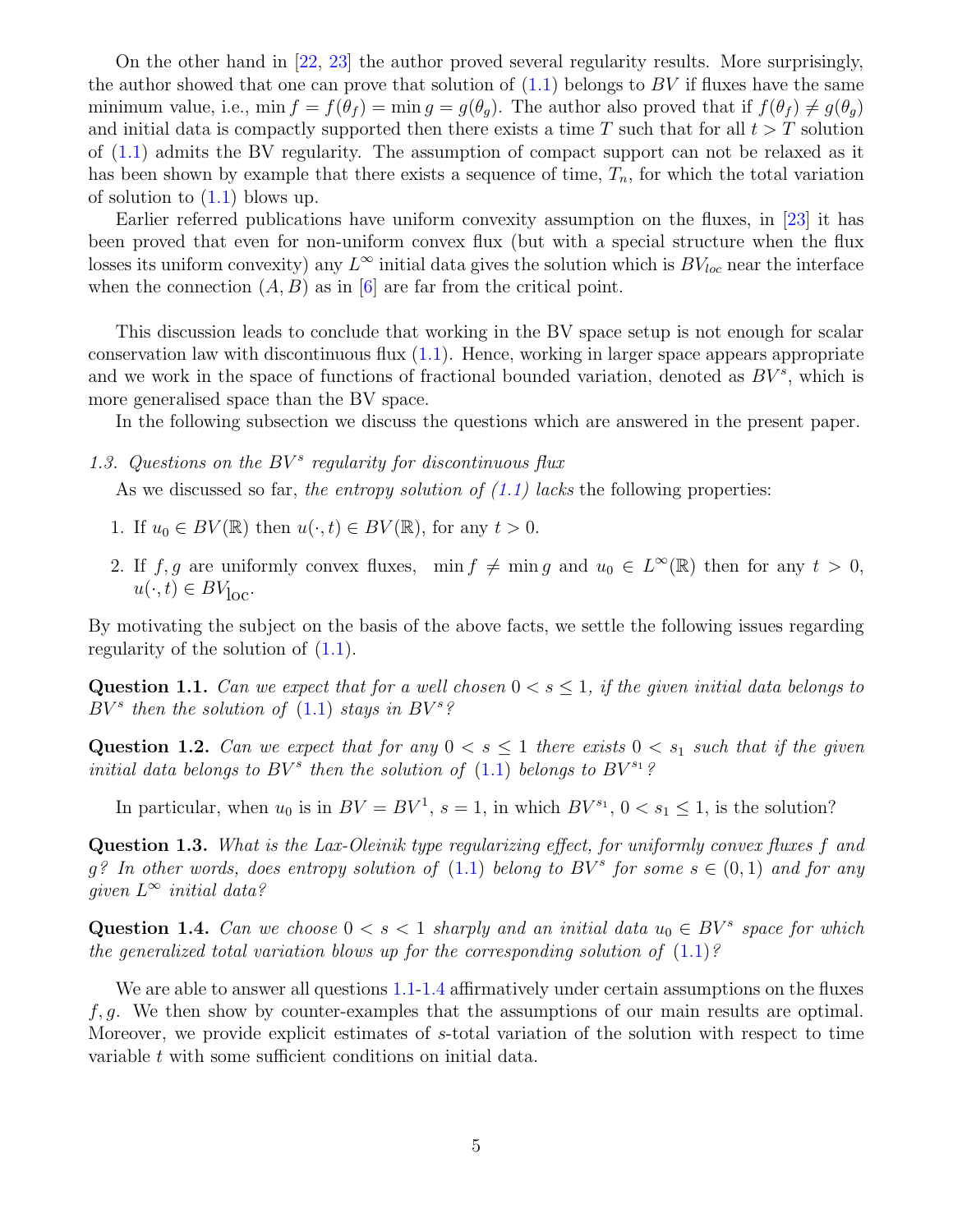On the other hand in [22, 23] the author proved several regularity results. More surprisingly, the author showed that one can prove that solution of (1.1) belongs to $BV$ if fluxes have the same minimum value, i.e., $\min f = f(\theta_f) = \min g = g(\theta_g)$. The author also proved that if $f(\theta_f) \neq g(\theta_g)$ and initial data is compactly supported then there exists a time $T$ such that for all $t > T$ solution of (1.1) admits the BV regularity. The assumption of compact support can not be relaxed as it has been shown by example that there exists a sequence of time, $T_n$, for which the total variation of solution to (1.1) blows up.

Earlier referred publications have uniform convexity assumption on the fluxes, in [23] it has been proved that even for non-uniform convex flux (but with a special structure when the flux losses its uniform convexity) any $L^\infty$ initial data gives the solution which is $BV_{loc}$ near the interface when the connection $(A, B)$ as in [6] are far from the critical point.

This discussion leads to conclude that working in the BV space setup is not enough for scalar conservation law with discontinuous flux (1.1). Hence, working in larger space appears appropriate and we work in the space of functions of fractional bounded variation, denoted as $BV^s$, which is more generalised space than the BV space.

In the following subsection we discuss the questions which are answered in the present paper.

### 1.3. Questions on the $BV^s$ regularity for discontinuous flux

As we discussed so far, *the entropy solution of (1.1) lacks* the following properties:

1. If $u_0 \in BV(\mathbb{R})$ then $u(\cdot, t) \in BV(\mathbb{R})$, for any $t > 0$.
2. If $f, g$ are uniformly convex fluxes, $\min f \neq \min g$ and $u_0 \in L^\infty(\mathbb{R})$ then for any $t > 0$, $u(\cdot, t) \in BV_{\text{loc}}$.

By motivating the subject on the basis of the above facts, we settle the following issues regarding regularity of the solution of (1.1).

**Question 1.1.** *Can we expect that for a well chosen $0 < s \leq 1$, if the given initial data belongs to $BV^s$ then the solution of (1.1) stays in $BV^s$?*

**Question 1.2.** *Can we expect that for any $0 < s \leq 1$ there exists $0 < s_1$ such that if the given initial data belongs to $BV^s$ then the solution of (1.1) belongs to $BV^{s_1}$?*

In particular, when $u_0$ is in $BV = BV^1$, $s = 1$, in which $BV^{s_1}$, $0 < s_1 \leq 1$, is the solution?

**Question 1.3.** *What is the Lax-Oleinik type regularizing effect, for uniformly convex fluxes $f$ and $g$? In other words, does entropy solution of (1.1) belong to $BV^s$ for some $s \in (0, 1)$ and for any given $L^\infty$ initial data?*

**Question 1.4.** *Can we choose $0 < s < 1$ sharply and an initial data $u_0 \in BV^s$ space for which the generalized total variation blows up for the corresponding solution of (1.1)?*

We are able to answer all questions 1.1-1.4 affirmatively under certain assumptions on the fluxes $f, g$. We then show by counter-examples that the assumptions of our main results are optimal. Moreover, we provide explicit estimates of $s$-total variation of the solution with respect to time variable $t$ with some sufficient conditions on initial data.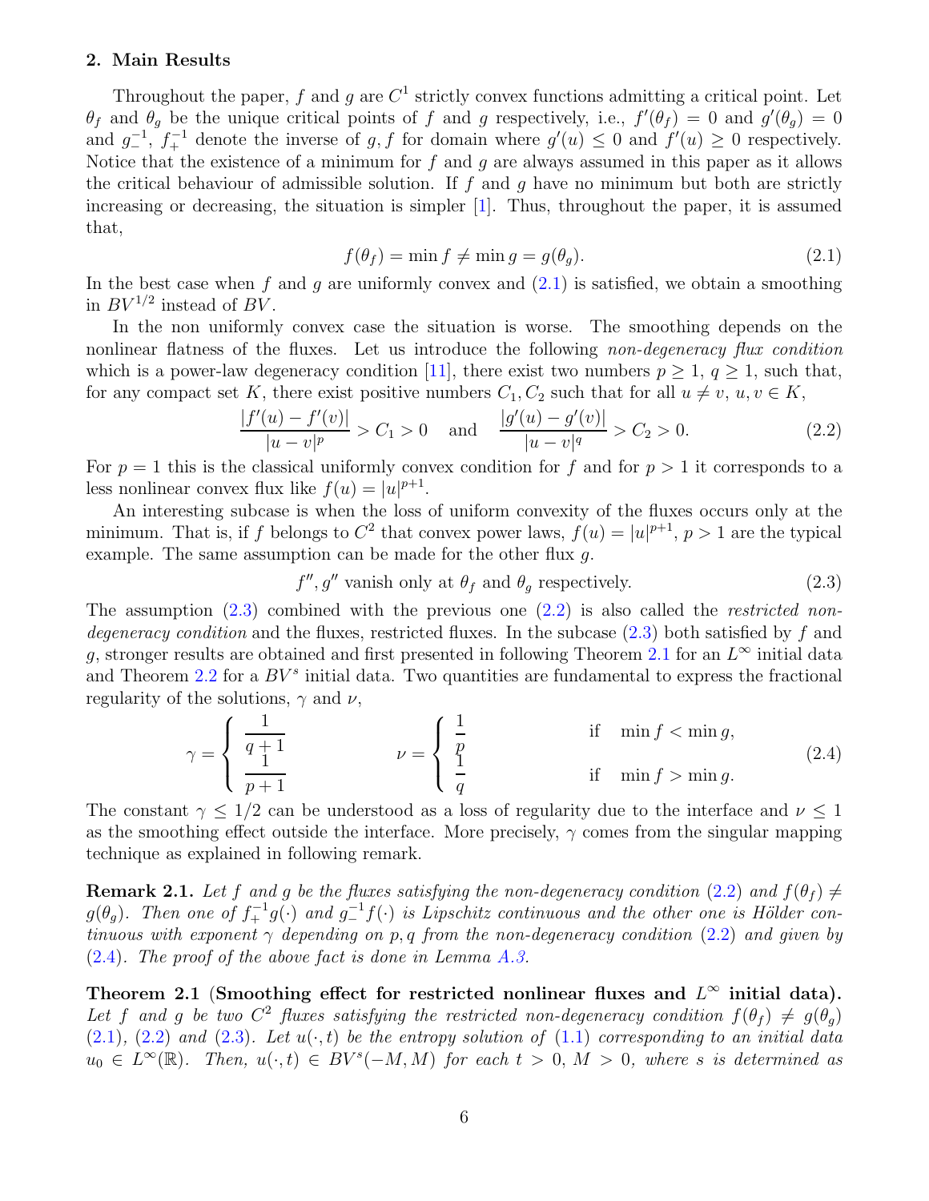## 2. Main Results

Throughout the paper, $f$ and $g$ are $C^1$ strictly convex functions admitting a critical point. Let $\theta_f$ and $\theta_g$ be the unique critical points of $f$ and $g$ respectively, i.e., $f'(\theta_f) = 0$ and $g'(\theta_g) = 0$ and $g_-^{-1}$, $f_+^{-1}$ denote the inverse of $g, f$ for domain where $g'(u) \leq 0$ and $f'(u) \geq 0$ respectively. Notice that the existence of a minimum for $f$ and $g$ are always assumed in this paper as it allows the critical behaviour of admissible solution. If $f$ and $g$ have no minimum but both are strictly increasing or decreasing, the situation is simpler [1]. Thus, throughout the paper, it is assumed that,

$$f(\theta_f) = \min f \neq \min g = g(\theta_g). \tag{2.1}$$

In the best case when $f$ and $g$ are uniformly convex and (2.1) is satisfied, we obtain a smoothing in $BV^{1/2}$ instead of $BV$.

In the non uniformly convex case the situation is worse. The smoothing depends on the nonlinear flatness of the fluxes. Let us introduce the following *non-degeneracy flux condition* which is a power-law degeneracy condition [11], there exist two numbers $p \geq 1$, $q \geq 1$, such that, for any compact set $K$, there exist positive numbers $C_1, C_2$ such that for all $u \neq v$, $u, v \in K$,

$$\frac{|f'(u) - f'(v)|}{|u - v|^p} > C_1 > 0 \quad \text{and} \quad \frac{|g'(u) - g'(v)|}{|u - v|^q} > C_2 > 0. \tag{2.2}$$

For $p = 1$ this is the classical uniformly convex condition for $f$ and for $p > 1$ it corresponds to a less nonlinear convex flux like $f(u) = |u|^{p+1}$.

An interesting subcase is when the loss of uniform convexity of the fluxes occurs only at the minimum. That is, if $f$ belongs to $C^2$ that convex power laws, $f(u) = |u|^{p+1}$, $p > 1$ are the typical example. The same assumption can be made for the other flux $g$.

$$f'', g'' \text{ vanish only at } \theta_f \text{ and } \theta_g \text{ respectively.} \tag{2.3}$$

The assumption (2.3) combined with the previous one (2.2) is also called the *restricted non-degeneracy condition* and the fluxes, restricted fluxes. In the subcase (2.3) both satisfied by $f$ and $g$, stronger results are obtained and first presented in following Theorem 2.1 for an $L^\infty$ initial data and Theorem 2.2 for a $BV^s$ initial data. Two quantities are fundamental to express the fractional regularity of the solutions, $\gamma$ and $\nu$,

$$\gamma = \begin{cases} \dfrac{1}{q+1} \\[2mm] \dfrac{1}{p+1} \end{cases} \qquad \nu = \begin{cases} \dfrac{1}{p} & \text{if} \quad \min f < \min g, \\[2mm] \dfrac{1}{q} & \text{if} \quad \min f > \min g. \end{cases} \tag{2.4}$$

The constant $\gamma \leq 1/2$ can be understood as a loss of regularity due to the interface and $\nu \leq 1$ as the smoothing effect outside the interface. More precisely, $\gamma$ comes from the singular mapping technique as explained in following remark.

**Remark 2.1.** *Let $f$ and $g$ be the fluxes satisfying the non-degeneracy condition (2.2) and $f(\theta_f) \neq g(\theta_g)$. Then one of $f_+^{-1}g(\cdot)$ and $g_-^{-1}f(\cdot)$ is Lipschitz continuous and the other one is Hölder continuous with exponent $\gamma$ depending on $p, q$ from the non-degeneracy condition (2.2) and given by (2.4). The proof of the above fact is done in Lemma A.3.*

**Theorem 2.1 (Smoothing effect for restricted nonlinear fluxes and $L^\infty$ initial data).** *Let $f$ and $g$ be two $C^2$ fluxes satisfying the restricted non-degeneracy condition $f(\theta_f) \neq g(\theta_g)$ (2.1), (2.2) and (2.3). Let $u(\cdot, t)$ be the entropy solution of (1.1) corresponding to an initial data $u_0 \in L^\infty(\mathbb{R})$. Then, $u(\cdot, t) \in BV^s(-M, M)$ for each $t > 0$, $M > 0$, where $s$ is determined as*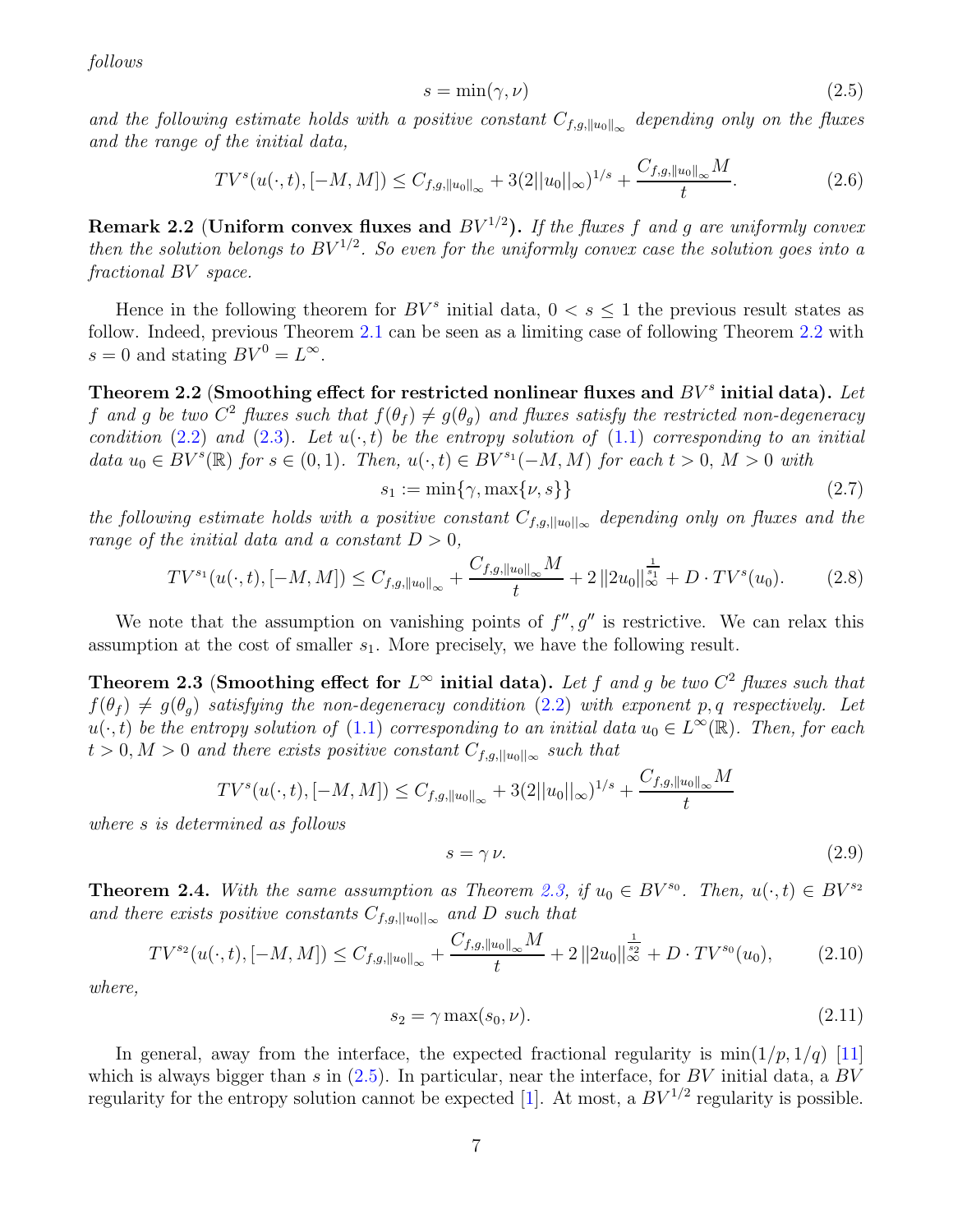*follows*

$$s = \min(\gamma, \nu) \tag{2.5}$$

*and the following estimate holds with a positive constant $C_{f,g,\|u_0\|_\infty}$ depending only on the fluxes and the range of the initial data,*

$$TV^s(u(\cdot,t),[-M,M]) \le C_{f,g,\|u_0\|_\infty} + 3(2\|u_0\|_\infty)^{1/s} + \frac{C_{f,g,\|u_0\|_\infty} M}{t}. \tag{2.6}$$

**Remark 2.2** (**Uniform convex fluxes and $BV^{1/2}$**)**.** *If the fluxes $f$ and $g$ are uniformly convex then the solution belongs to $BV^{1/2}$. So even for the uniformly convex case the solution goes into a fractional $BV$ space.*

Hence in the following theorem for $BV^s$ initial data, $0 < s \le 1$ the previous result states as follow. Indeed, previous Theorem 2.1 can be seen as a limiting case of following Theorem 2.2 with $s = 0$ and stating $BV^0 = L^\infty$.

**Theorem 2.2** (**Smoothing effect for restricted nonlinear fluxes and $BV^s$ initial data**)**.** *Let $f$ and $g$ be two $C^2$ fluxes such that $f(\theta_f) \neq g(\theta_g)$ and fluxes satisfy the restricted non-degeneracy condition (2.2) and (2.3). Let $u(\cdot,t)$ be the entropy solution of (1.1) corresponding to an initial data $u_0 \in BV^s(\mathbb{R})$ for $s \in (0,1)$. Then, $u(\cdot,t) \in BV^{s_1}(-M,M)$ for each $t > 0$, $M > 0$ with*

$$s_1 := \min\{\gamma, \max\{\nu, s\}\} \tag{2.7}$$

*the following estimate holds with a positive constant $C_{f,g,\|u_0\|_\infty}$ depending only on fluxes and the range of the initial data and a constant $D > 0$,*

$$TV^{s_1}(u(\cdot,t),[-M,M]) \le C_{f,g,\|u_0\|_\infty} + \frac{C_{f,g,\|u_0\|_\infty} M}{t} + 2\,\|2u_0\|_\infty^{\frac{1}{s_1}} + D \cdot TV^s(u_0). \tag{2.8}$$

We note that the assumption on vanishing points of $f'', g''$ is restrictive. We can relax this assumption at the cost of smaller $s_1$. More precisely, we have the following result.

**Theorem 2.3** (**Smoothing effect for $L^\infty$ initial data**)**.** *Let $f$ and $g$ be two $C^2$ fluxes such that $f(\theta_f) \neq g(\theta_g)$ satisfying the non-degeneracy condition (2.2) with exponent $p, q$ respectively. Let $u(\cdot,t)$ be the entropy solution of (1.1) corresponding to an initial data $u_0 \in L^\infty(\mathbb{R})$. Then, for each $t > 0, M > 0$ and there exists positive constant $C_{f,g,\|u_0\|_\infty}$ such that*

$$TV^s(u(\cdot,t),[-M,M]) \le C_{f,g,\|u_0\|_\infty} + 3(2\|u_0\|_\infty)^{1/s} + \frac{C_{f,g,\|u_0\|_\infty} M}{t}$$

*where $s$ is determined as follows*

$$s = \gamma\,\nu. \tag{2.9}$$

**Theorem 2.4.** *With the same assumption as Theorem 2.3, if $u_0 \in BV^{s_0}$. Then, $u(\cdot,t) \in BV^{s_2}$ and there exists positive constants $C_{f,g,\|u_0\|_\infty}$ and $D$ such that*

$$TV^{s_2}(u(\cdot,t),[-M,M]) \le C_{f,g,\|u_0\|_\infty} + \frac{C_{f,g,\|u_0\|_\infty} M}{t} + 2\,\|2u_0\|_\infty^{\frac{1}{s_2}} + D \cdot TV^{s_0}(u_0), \tag{2.10}$$

*where,*

$$s_2 = \gamma \max(s_0, \nu). \tag{2.11}$$

In general, away from the interface, the expected fractional regularity is $\min(1/p, 1/q)$ [11] which is always bigger than $s$ in (2.5). In particular, near the interface, for $BV$ initial data, a $BV$ regularity for the entropy solution cannot be expected [1]. At most, a $BV^{1/2}$ regularity is possible.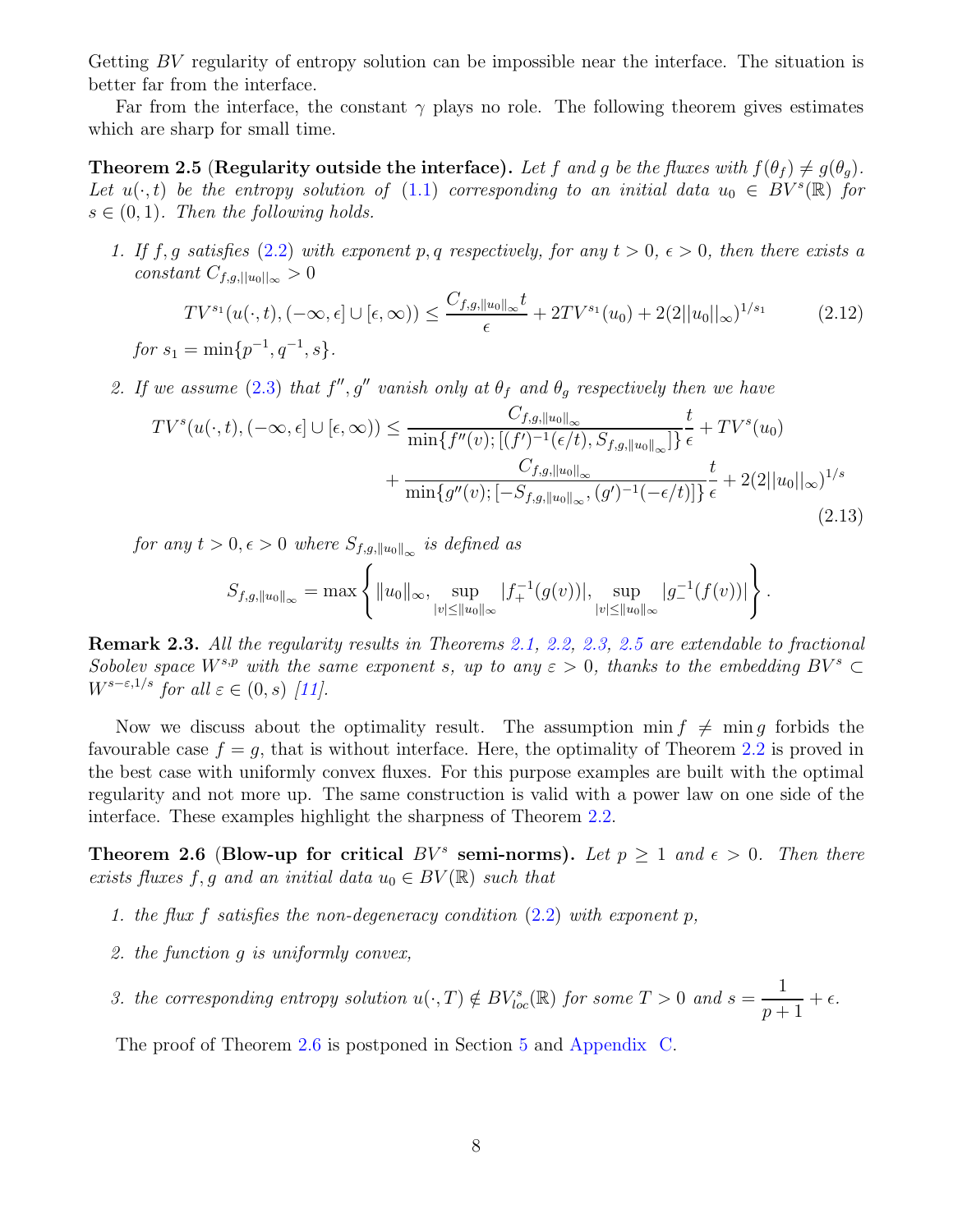Getting $BV$ regularity of entropy solution can be impossible near the interface. The situation is better far from the interface.

Far from the interface, the constant $\gamma$ plays no role. The following theorem gives estimates which are sharp for small time.

**Theorem 2.5** (**Regularity outside the interface).** *Let $f$ and $g$ be the fluxes with $f(\theta_f) \neq g(\theta_g)$. Let $u(\cdot,t)$ be the entropy solution of (1.1) corresponding to an initial data $u_0 \in BV^s(\mathbb{R})$ for $s \in (0,1)$. Then the following holds.*

1. *If $f, g$ satisfies (2.2) with exponent $p, q$ respectively, for any $t > 0$, $\epsilon > 0$, then there exists a constant $C_{f,g,||u_0||_\infty} > 0$*
$$TV^{s_1}(u(\cdot,t),(-\infty,\epsilon]\cup[\epsilon,\infty)) \leq \frac{C_{f,g,\|u_0\|_\infty} t}{\epsilon} + 2TV^{s_1}(u_0) + 2(2||u_0||_\infty)^{1/s_1} \tag{2.12}$$
*for $s_1 = \min\{p^{-1}, q^{-1}, s\}$.*

2. *If we assume (2.3) that $f'', g''$ vanish only at $\theta_f$ and $\theta_g$ respectively then we have*
$$\begin{aligned} TV^s(u(\cdot,t),(-\infty,\epsilon]\cup[\epsilon,\infty)) \leq & \frac{C_{f,g,\|u_0\|_\infty}}{\min\{f''(v);[(f')^{-1}(\epsilon/t), S_{f,g,\|u_0\|_\infty}]\}}\frac{t}{\epsilon} + TV^s(u_0) \\ & + \frac{C_{f,g,\|u_0\|_\infty}}{\min\{g''(v);[-S_{f,g,\|u_0\|_\infty},(g')^{-1}(-\epsilon/t)]\}}\frac{t}{\epsilon} + 2(2||u_0||_\infty)^{1/s} \end{aligned} \tag{2.13}$$
*for any $t > 0, \epsilon > 0$ where $S_{f,g,\|u_0\|_\infty}$ is defined as*
$$S_{f,g,\|u_0\|_\infty} = \max\left\{\|u_0\|_\infty, \sup_{|v|\leq\|u_0\|_\infty}|f_+^{-1}(g(v))|, \sup_{|v|\leq\|u_0\|_\infty}|g_-^{-1}(f(v))|\right\}.$$

**Remark 2.3.** *All the regularity results in Theorems 2.1, 2.2, 2.3, 2.5 are extendable to fractional Sobolev space $W^{s,p}$ with the same exponent $s$, up to any $\varepsilon > 0$, thanks to the embedding $BV^s \subset W^{s-\varepsilon,1/s}$ for all $\varepsilon \in (0,s)$ [11].*

Now we discuss about the optimality result. The assumption $\min f \neq \min g$ forbids the favourable case $f = g$, that is without interface. Here, the optimality of Theorem 2.2 is proved in the best case with uniformly convex fluxes. For this purpose examples are built with the optimal regularity and not more up. The same construction is valid with a power law on one side of the interface. These examples highlight the sharpness of Theorem 2.2.

**Theorem 2.6** (**Blow-up for critical $BV^s$ semi-norms).** *Let $p \geq 1$ and $\epsilon > 0$. Then there exists fluxes $f, g$ and an initial data $u_0 \in BV(\mathbb{R})$ such that*

1. *the flux $f$ satisfies the non-degeneracy condition (2.2) with exponent $p$,*
2. *the function $g$ is uniformly convex,*
3. *the corresponding entropy solution $u(\cdot,T) \notin BV^s_{loc}(\mathbb{R})$ for some $T > 0$ and $s = \dfrac{1}{p+1} + \epsilon$.*

The proof of Theorem 2.6 is postponed in Section 5 and Appendix C.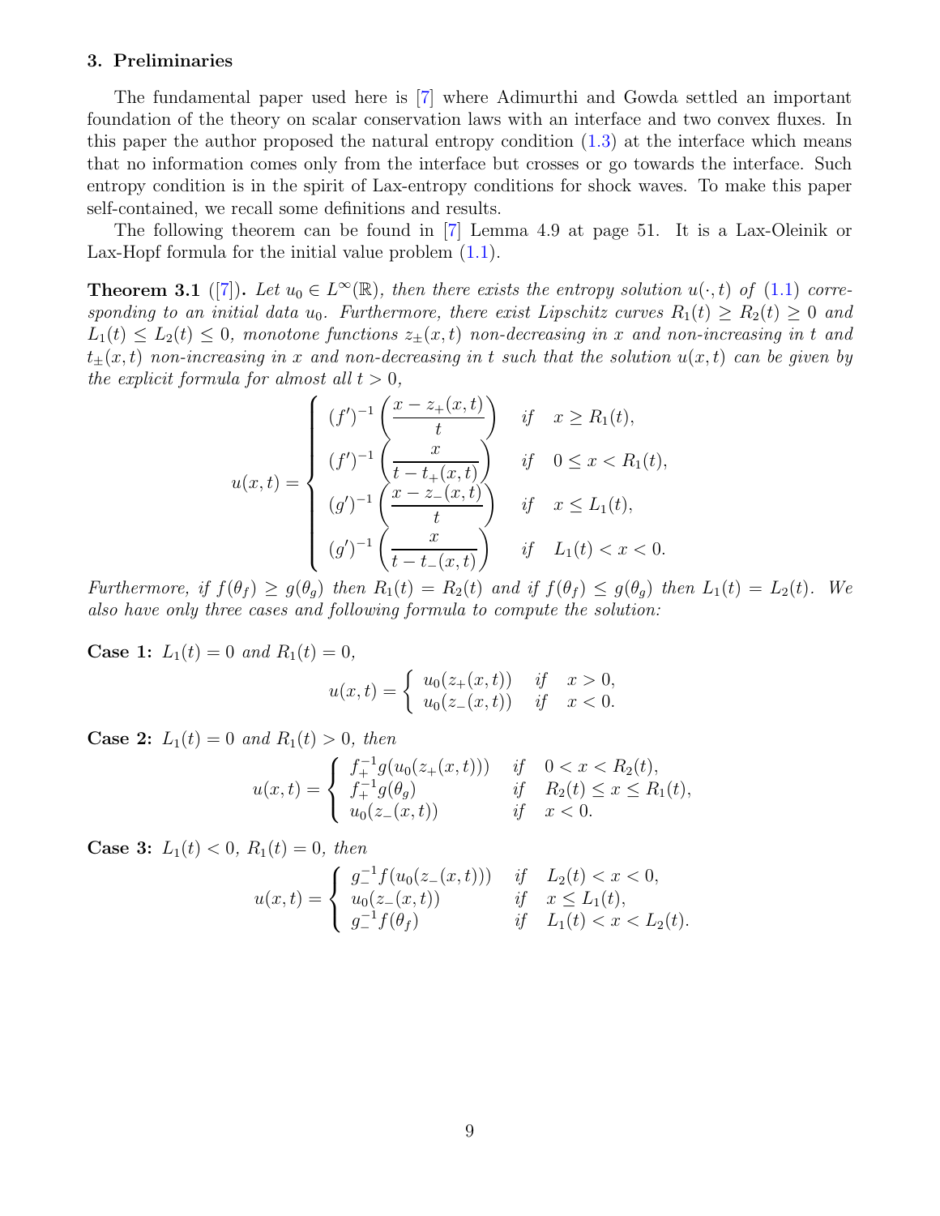### 3. Preliminaries

The fundamental paper used here is [7] where Adimurthi and Gowda settled an important foundation of the theory on scalar conservation laws with an interface and two convex fluxes. In this paper the author proposed the natural entropy condition (1.3) at the interface which means that no information comes only from the interface but crosses or go towards the interface. Such entropy condition is in the spirit of Lax-entropy conditions for shock waves. To make this paper self-contained, we recall some definitions and results.

The following theorem can be found in [7] Lemma 4.9 at page 51. It is a Lax-Oleinik or Lax-Hopf formula for the initial value problem (1.1).

**Theorem 3.1** ([7]). *Let $u_0 \in L^\infty(\mathbb{R})$, then there exists the entropy solution $u(\cdot, t)$ of (1.1) corresponding to an initial data $u_0$. Furthermore, there exist Lipschitz curves $R_1(t) \geq R_2(t) \geq 0$ and $L_1(t) \leq L_2(t) \leq 0$, monotone functions $z_\pm(x,t)$ non-decreasing in $x$ and non-increasing in $t$ and $t_\pm(x,t)$ non-increasing in $x$ and non-decreasing in $t$ such that the solution $u(x,t)$ can be given by the explicit formula for almost all $t > 0$,*

$$
u(x,t) = \begin{cases}
(f')^{-1}\left(\dfrac{x - z_+(x,t)}{t}\right) & \text{if} \quad x \geq R_1(t), \\
(f')^{-1}\left(\dfrac{x}{t - t_+(x,t)}\right) & \text{if} \quad 0 \leq x < R_1(t), \\
(g')^{-1}\left(\dfrac{x - z_-(x,t)}{t}\right) & \text{if} \quad x \leq L_1(t), \\
(g')^{-1}\left(\dfrac{x}{t - t_-(x,t)}\right) & \text{if} \quad L_1(t) < x < 0.
\end{cases}
$$

*Furthermore, if $f(\theta_f) \geq g(\theta_g)$ then $R_1(t) = R_2(t)$ and if $f(\theta_f) \leq g(\theta_g)$ then $L_1(t) = L_2(t)$. We also have only three cases and following formula to compute the solution:*

**Case 1:** *$L_1(t) = 0$ and $R_1(t) = 0$,*

$$
u(x,t) = \begin{cases}
u_0(z_+(x,t)) & \text{if} \quad x > 0, \\
u_0(z_-(x,t)) & \text{if} \quad x < 0.
\end{cases}
$$

**Case 2:** *$L_1(t) = 0$ and $R_1(t) > 0$, then*

$$
u(x,t) = \begin{cases}
f_+^{-1} g(u_0(z_+(x,t))) & \text{if} \quad 0 < x < R_2(t), \\
f_+^{-1} g(\theta_g) & \text{if} \quad R_2(t) \leq x \leq R_1(t), \\
u_0(z_-(x,t)) & \text{if} \quad x < 0.
\end{cases}
$$

**Case 3:** *$L_1(t) < 0$, $R_1(t) = 0$, then*

$$
u(x,t) = \begin{cases}
g_-^{-1} f(u_0(z_-(x,t))) & \text{if} \quad L_2(t) < x < 0, \\
u_0(z_-(x,t)) & \text{if} \quad x \leq L_1(t), \\
g_-^{-1} f(\theta_f) & \text{if} \quad L_1(t) < x < L_2(t).
\end{cases}
$$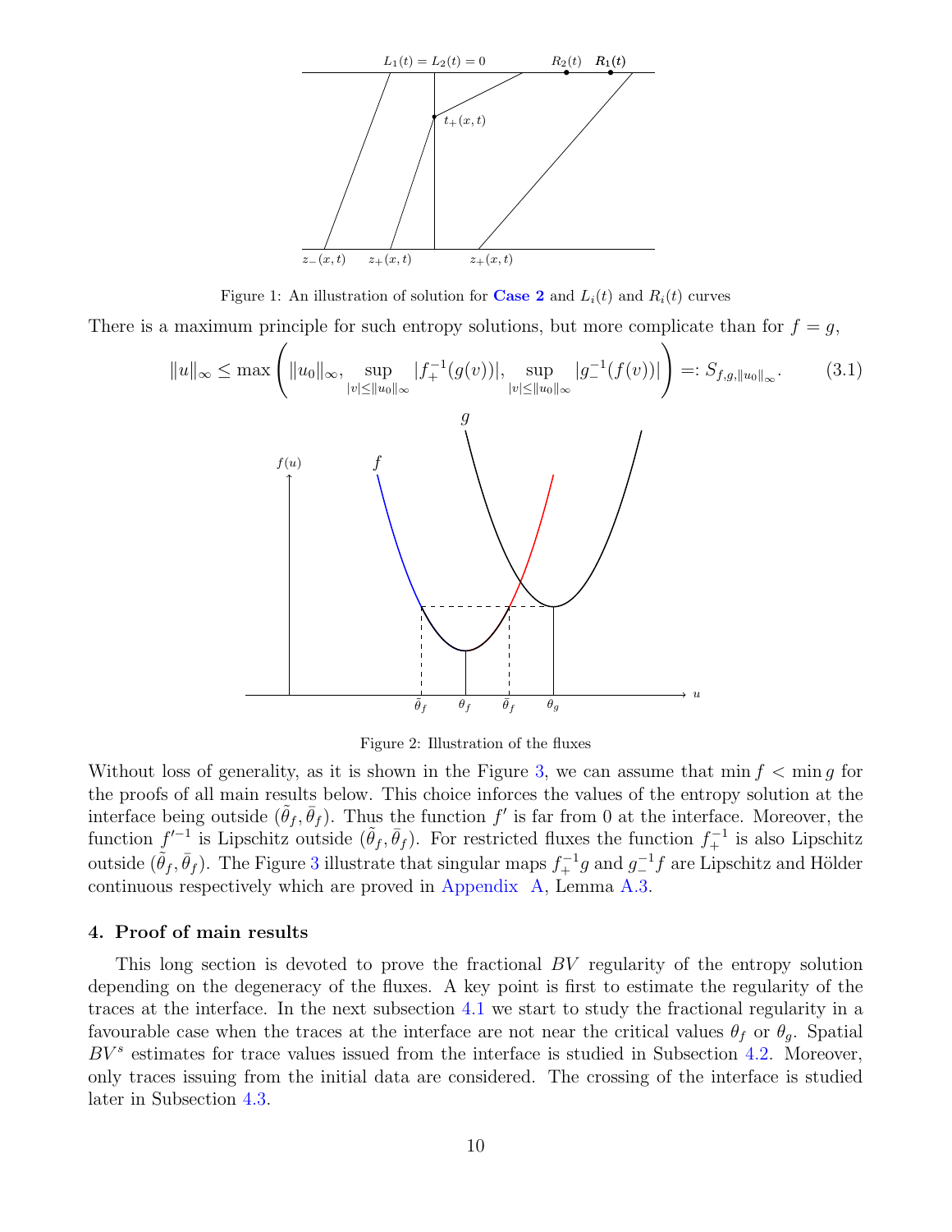Figure 1: An illustration of solution for **Case 2** and $L_i(t)$ and $R_i(t)$ curves

There is a maximum principle for such entropy solutions, but more complicate than for $f = g$,

$$\|u\|_\infty \leq \max\left(\|u_0\|_\infty, \sup_{|v|\leq\|u_0\|_\infty} |f_+^{-1}(g(v))|, \sup_{|v|\leq\|u_0\|_\infty} |g_-^{-1}(f(v))|\right) =: S_{f,g,\|u_0\|_\infty}. \tag{3.1}$$

Figure 2: Illustration of the fluxes

Without loss of generality, as it is shown in the Figure 3, we can assume that $\min f < \min g$ for the proofs of all main results below. This choice inforces the values of the entropy solution at the interface being outside $(\tilde{\theta}_f, \bar{\theta}_f)$. Thus the function $f'$ is far from 0 at the interface. Moreover, the function $f'^{-1}$ is Lipschitz outside $(\tilde{\theta}_f, \bar{\theta}_f)$. For restricted fluxes the function $f_+^{-1}$ is also Lipschitz outside $(\tilde{\theta}_f, \bar{\theta}_f)$. The Figure 3 illustrate that singular maps $f_+^{-1}g$ and $g_-^{-1}f$ are Lipschitz and Hölder continuous respectively which are proved in Appendix A, Lemma A.3.

## 4. Proof of main results

This long section is devoted to prove the fractional $BV$ regularity of the entropy solution depending on the degeneracy of the fluxes. A key point is first to estimate the regularity of the traces at the interface. In the next subsection 4.1 we start to study the fractional regularity in a favourable case when the traces at the interface are not near the critical values $\theta_f$ or $\theta_g$. Spatial $BV^s$ estimates for trace values issued from the interface is studied in Subsection 4.2. Moreover, only traces issuing from the initial data are considered. The crossing of the interface is studied later in Subsection 4.3.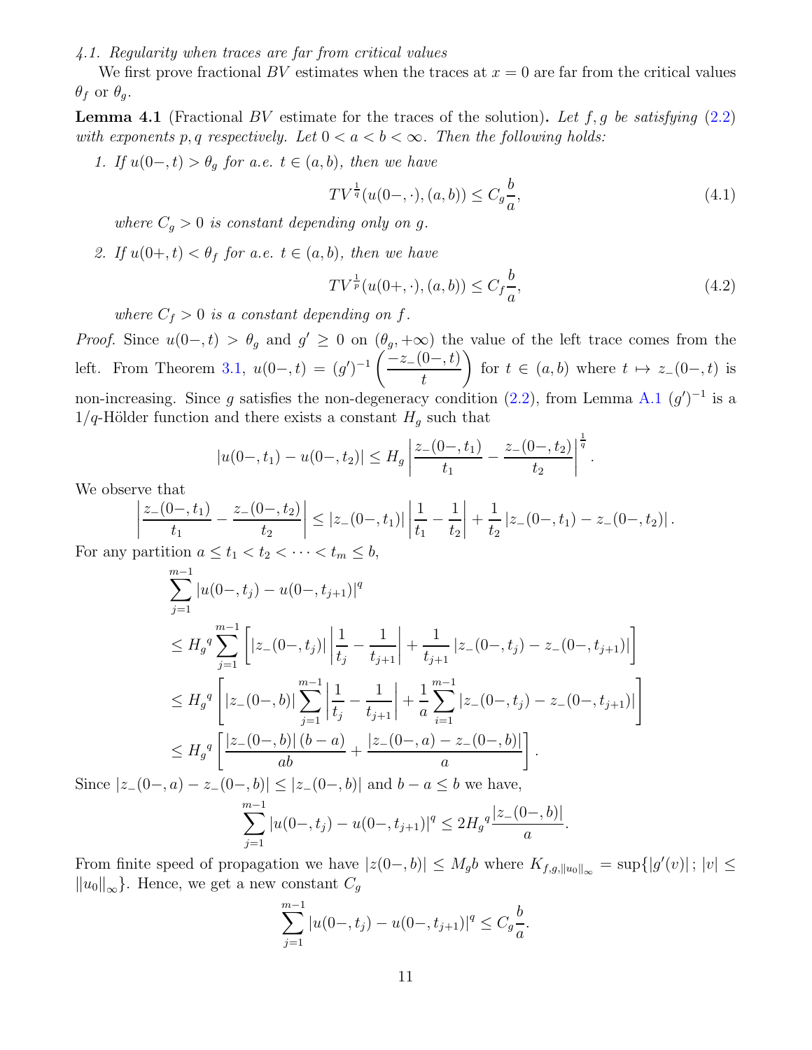### 4.1. Regularity when traces are far from critical values

We first prove fractional $BV$ estimates when the traces at $x = 0$ are far from the critical values $\theta_f$ or $\theta_g$.

**Lemma 4.1** (Fractional $BV$ estimate for the traces of the solution)**.** *Let $f, g$ be satisfying (2.2) with exponents $p, q$ respectively. Let $0 < a < b < \infty$. Then the following holds:*

1. *If $u(0-, t) > \theta_g$ for a.e. $t \in (a, b)$, then we have*
$$TV^{\frac{1}{q}}(u(0-, \cdot), (a, b)) \leq C_g \frac{b}{a}, \tag{4.1}$$
*where $C_g > 0$ is constant depending only on $g$.*

2. *If $u(0+, t) < \theta_f$ for a.e. $t \in (a, b)$, then we have*
$$TV^{\frac{1}{p}}(u(0+, \cdot), (a, b)) \leq C_f \frac{b}{a}, \tag{4.2}$$
*where $C_f > 0$ is a constant depending on $f$.*

*Proof.* Since $u(0-, t) > \theta_g$ and $g' \geq 0$ on $(\theta_g, +\infty)$ the value of the left trace comes from the left. From Theorem 3.1, $u(0-, t) = (g')^{-1}\left(\dfrac{-z_-(0-, t)}{t}\right)$ for $t \in (a, b)$ where $t \mapsto z_-(0-, t)$ is non-increasing. Since $g$ satisfies the non-degeneracy condition (2.2), from Lemma A.1 $(g')^{-1}$ is a $1/q$-Hölder function and there exists a constant $H_g$ such that

$$|u(0-, t_1) - u(0-, t_2)| \leq H_g \left|\frac{z_-(0-, t_1)}{t_1} - \frac{z_-(0-, t_2)}{t_2}\right|^{\frac{1}{q}}.$$

We observe that

$$\left|\frac{z_-(0-, t_1)}{t_1} - \frac{z_-(0-, t_2)}{t_2}\right| \leq |z_-(0-, t_1)| \left|\frac{1}{t_1} - \frac{1}{t_2}\right| + \frac{1}{t_2} |z_-(0-, t_1) - z_-(0-, t_2)|.$$

For any partition $a \leq t_1 < t_2 < \cdots < t_m \leq b$,

$$\begin{aligned}
&\sum_{j=1}^{m-1} |u(0-, t_j) - u(0-, t_{j+1})|^q \\
&\leq H_g{}^q \sum_{j=1}^{m-1} \left[|z_-(0-, t_j)| \left|\frac{1}{t_j} - \frac{1}{t_{j+1}}\right| + \frac{1}{t_{j+1}} |z_-(0-, t_j) - z_-(0-, t_{j+1})|\right] \\
&\leq H_g{}^q \left[|z_-(0-, b)| \sum_{j=1}^{m-1} \left|\frac{1}{t_j} - \frac{1}{t_{j+1}}\right| + \frac{1}{a} \sum_{i=1}^{m-1} |z_-(0-, t_j) - z_-(0-, t_{j+1})|\right] \\
&\leq H_g{}^q \left[\frac{|z_-(0-, b)|\,(b-a)}{ab} + \frac{|z_-(0-, a) - z_-(0-, b)|}{a}\right].
\end{aligned}$$

Since $|z_-(0-, a) - z_-(0-, b)| \leq |z_-(0-, b)|$ and $b - a \leq b$ we have,

$$\sum_{j=1}^{m-1} |u(0-, t_j) - u(0-, t_{j+1})|^q \leq 2 H_g{}^q \frac{|z_-(0-, b)|}{a}.$$

From finite speed of propagation we have $|z(0-, b)| \leq M_g b$ where $K_{f,g,\|u_0\|_\infty} = \sup\{|g'(v)|\,;\, |v| \leq \|u_0\|_\infty\}$. Hence, we get a new constant $C_g$

$$\sum_{j=1}^{m-1} |u(0-, t_j) - u(0-, t_{j+1})|^q \leq C_g \frac{b}{a}.$$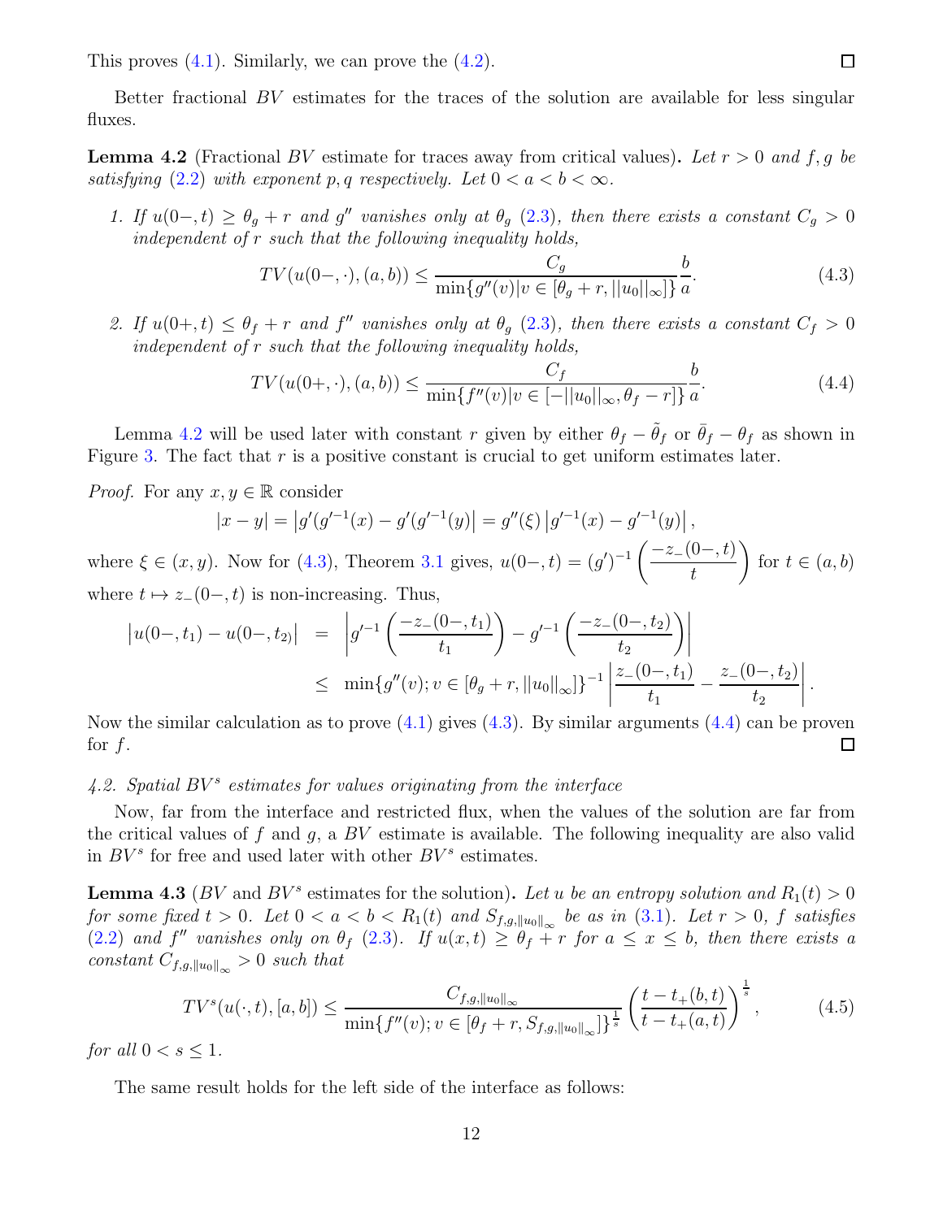This proves (4.1). Similarly, we can prove the (4.2). ◻

Better fractional $BV$ estimates for the traces of the solution are available for less singular fluxes.

**Lemma 4.2** (Fractional $BV$ estimate for traces away from critical values)**.** *Let $r > 0$ and $f, g$ be satisfying (2.2) with exponent $p, q$ respectively. Let $0 < a < b < \infty$.*

1. *If $u(0-, t) \geq \theta_g + r$ and $g''$ vanishes only at $\theta_g$ (2.3), then there exists a constant $C_g > 0$ independent of $r$ such that the following inequality holds,*
$$TV(u(0-, \cdot), (a, b)) \leq \frac{C_g}{\min\{g''(v) | v \in [\theta_g + r, ||u_0||_\infty]\}} \frac{b}{a}. \tag{4.3}$$

2. *If $u(0+, t) \leq \theta_f + r$ and $f''$ vanishes only at $\theta_g$ (2.3), then there exists a constant $C_f > 0$ independent of $r$ such that the following inequality holds,*
$$TV(u(0+, \cdot), (a, b)) \leq \frac{C_f}{\min\{f''(v) | v \in [-||u_0||_\infty, \theta_f - r]\}} \frac{b}{a}. \tag{4.4}$$

Lemma 4.2 will be used later with constant $r$ given by either $\theta_f - \tilde{\theta}_f$ or $\bar{\theta}_f - \theta_f$ as shown in Figure 3. The fact that $r$ is a positive constant is crucial to get uniform estimates later.

*Proof.* For any $x, y \in \mathbb{R}$ consider
$$|x - y| = \left| g'(g'^{-1}(x) - g'(g'^{-1}(y)) \right| = g''(\xi) \left| g'^{-1}(x) - g'^{-1}(y) \right|,$$
where $\xi \in (x, y)$. Now for (4.3), Theorem 3.1 gives, $u(0-, t) = (g')^{-1} \left( \dfrac{-z_-(0-, t)}{t} \right)$ for $t \in (a, b)$ where $t \mapsto z_-(0-, t)$ is non-increasing. Thus,
$$\begin{aligned} \left| u(0-, t_1) - u(0-, t_2) \right| &= \left| g'^{-1} \left( \frac{-z_-(0-, t_1)}{t_1} \right) - g'^{-1} \left( \frac{-z_-(0-, t_2)}{t_2} \right) \right| \\ &\leq \min\{g''(v); v \in [\theta_g + r, ||u_0||_\infty]\}^{-1} \left| \frac{z_-(0-, t_1)}{t_1} - \frac{z_-(0-, t_2)}{t_2} \right|. \end{aligned}$$
Now the similar calculation as to prove (4.1) gives (4.3). By similar arguments (4.4) can be proven for $f$. ◻

### 4.2. Spatial $BV^s$ estimates for values originating from the interface

Now, far from the interface and restricted flux, when the values of the solution are far from the critical values of $f$ and $g$, a $BV$ estimate is available. The following inequality are also valid in $BV^s$ for free and used later with other $BV^s$ estimates.

**Lemma 4.3** ($BV$ and $BV^s$ estimates for the solution)**.** *Let $u$ be an entropy solution and $R_1(t) > 0$ for some fixed $t > 0$. Let $0 < a < b < R_1(t)$ and $S_{f,g,\|u_0\|_\infty}$ be as in (3.1). Let $r > 0$, $f$ satisfies (2.2) and $f''$ vanishes only on $\theta_f$ (2.3). If $u(x, t) \geq \theta_f + r$ for $a \leq x \leq b$, then there exists a constant $C_{f,g,\|u_0\|_\infty} > 0$ such that*
$$TV^s(u(\cdot, t), [a, b]) \leq \frac{C_{f,g,\|u_0\|_\infty}}{\min\{f''(v); v \in [\theta_f + r, S_{f,g,\|u_0\|_\infty}]\}^{\frac{1}{s}}} \left( \frac{t - t_+(b, t)}{t - t_+(a, t)} \right)^{\frac{1}{s}}, \tag{4.5}$$
*for all $0 < s \leq 1$.*

The same result holds for the left side of the interface as follows: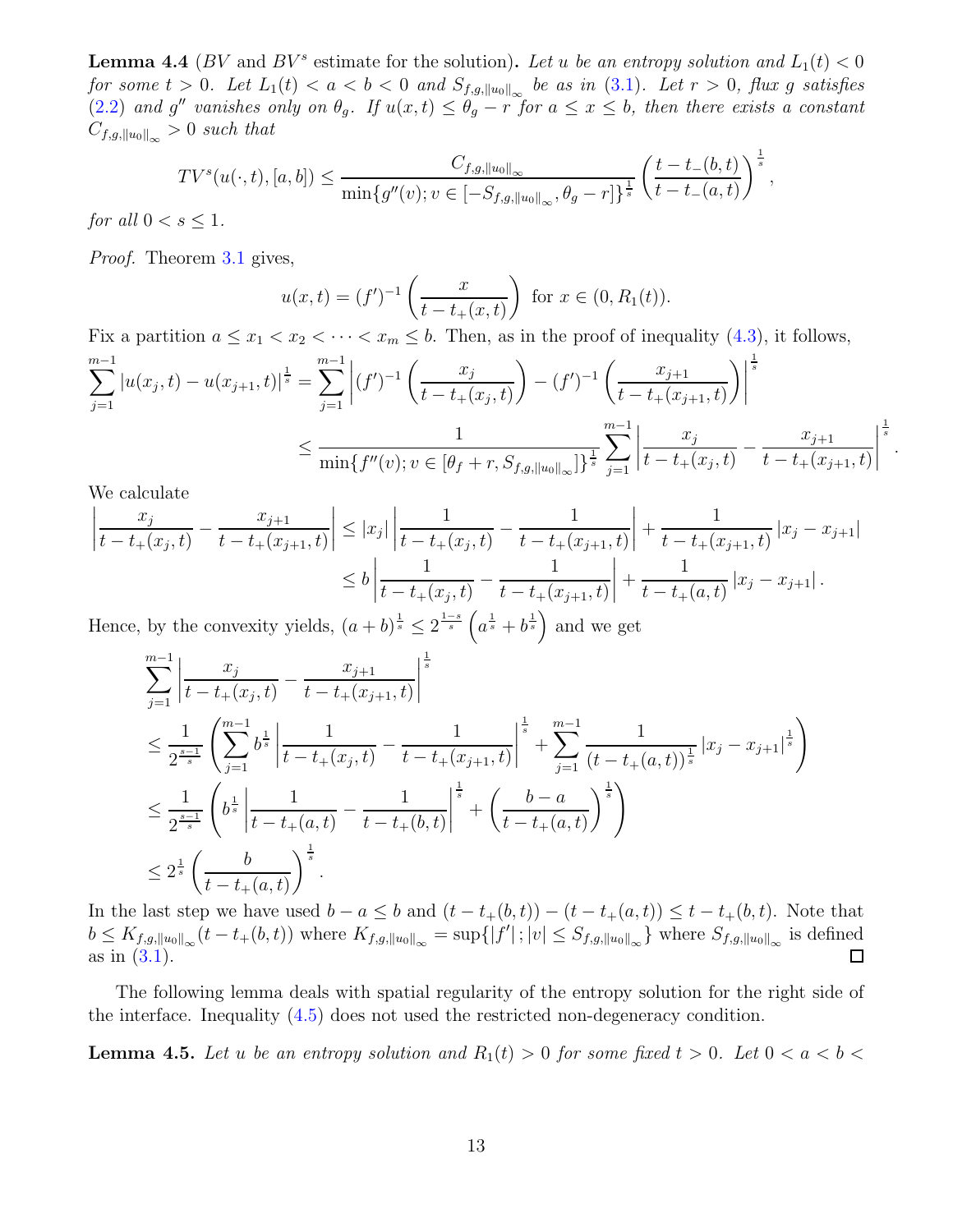**Lemma 4.4** ($BV$ and $BV^s$ estimate for the solution)**.** *Let $u$ be an entropy solution and $L_1(t) < 0$ for some $t > 0$. Let $L_1(t) < a < b < 0$ and $S_{f,g,\|u_0\|_\infty}$ be as in (3.1). Let $r > 0$, flux $g$ satisfies (2.2) and $g''$ vanishes only on $\theta_g$. If $u(x,t) \le \theta_g - r$ for $a \le x \le b$, then there exists a constant $C_{f,g,\|u_0\|_\infty} > 0$ such that*

$$TV^s(u(\cdot,t),[a,b]) \le \frac{C_{f,g,\|u_0\|_\infty}}{\min\{g''(v); v \in [-S_{f,g,\|u_0\|_\infty}, \theta_g - r]\}^{\frac{1}{s}}} \left(\frac{t - t_-(b,t)}{t - t_-(a,t)}\right)^{\frac{1}{s}},$$

*for all $0 < s \le 1$.*

*Proof.* Theorem 3.1 gives,

$$u(x,t) = (f')^{-1}\left(\frac{x}{t - t_+(x,t)}\right) \text{ for } x \in (0, R_1(t)).$$

Fix a partition $a \le x_1 < x_2 < \cdots < x_m \le b$. Then, as in the proof of inequality (4.3), it follows,

$$\begin{aligned}
\sum_{j=1}^{m-1} |u(x_j,t) - u(x_{j+1},t)|^{\frac{1}{s}} &= \sum_{j=1}^{m-1} \left|(f')^{-1}\left(\frac{x_j}{t - t_+(x_j,t)}\right) - (f')^{-1}\left(\frac{x_{j+1}}{t - t_+(x_{j+1},t)}\right)\right|^{\frac{1}{s}} \\
&\le \frac{1}{\min\{f''(v); v \in [\theta_f + r, S_{f,g,\|u_0\|_\infty}]\}^{\frac{1}{s}}} \sum_{j=1}^{m-1} \left|\frac{x_j}{t - t_+(x_j,t)} - \frac{x_{j+1}}{t - t_+(x_{j+1},t)}\right|^{\frac{1}{s}}.
\end{aligned}$$

We calculate

$$\begin{aligned}
\left|\frac{x_j}{t - t_+(x_j,t)} - \frac{x_{j+1}}{t - t_+(x_{j+1},t)}\right| &\le |x_j| \left|\frac{1}{t - t_+(x_j,t)} - \frac{1}{t - t_+(x_{j+1},t)}\right| + \frac{1}{t - t_+(x_{j+1},t)} |x_j - x_{j+1}| \\
&\le b \left|\frac{1}{t - t_+(x_j,t)} - \frac{1}{t - t_+(x_{j+1},t)}\right| + \frac{1}{t - t_+(a,t)} |x_j - x_{j+1}|.
\end{aligned}$$

Hence, by the convexity yields, $(a+b)^{\frac{1}{s}} \le 2^{\frac{1-s}{s}}\left(a^{\frac{1}{s}} + b^{\frac{1}{s}}\right)$ and we get

$$\begin{aligned}
&\sum_{j=1}^{m-1} \left|\frac{x_j}{t - t_+(x_j,t)} - \frac{x_{j+1}}{t - t_+(x_{j+1},t)}\right|^{\frac{1}{s}} \\
&\le \frac{1}{2^{\frac{s-1}{s}}} \left(\sum_{j=1}^{m-1} b^{\frac{1}{s}} \left|\frac{1}{t - t_+(x_j,t)} - \frac{1}{t - t_+(x_{j+1},t)}\right|^{\frac{1}{s}} + \sum_{j=1}^{m-1} \frac{1}{(t - t_+(a,t))^{\frac{1}{s}}} |x_j - x_{j+1}|^{\frac{1}{s}}\right) \\
&\le \frac{1}{2^{\frac{s-1}{s}}} \left(b^{\frac{1}{s}} \left|\frac{1}{t - t_+(a,t)} - \frac{1}{t - t_+(b,t)}\right|^{\frac{1}{s}} + \left(\frac{b-a}{t - t_+(a,t)}\right)^{\frac{1}{s}}\right) \\
&\le 2^{\frac{1}{s}} \left(\frac{b}{t - t_+(a,t)}\right)^{\frac{1}{s}}.
\end{aligned}$$

In the last step we have used $b - a \le b$ and $(t - t_+(b,t)) - (t - t_+(a,t)) \le t - t_+(b,t)$. Note that $b \le K_{f,g,\|u_0\|_\infty}(t - t_+(b,t))$ where $K_{f,g,\|u_0\|_\infty} = \sup\{|f'|\,; |v| \le S_{f,g,\|u_0\|_\infty}\}$ where $S_{f,g,\|u_0\|_\infty}$ is defined as in (3.1). ∎

The following lemma deals with spatial regularity of the entropy solution for the right side of the interface. Inequality (4.5) does not used the restricted non-degeneracy condition.

**Lemma 4.5.** *Let $u$ be an entropy solution and $R_1(t) > 0$ for some fixed $t > 0$. Let $0 < a < b <$*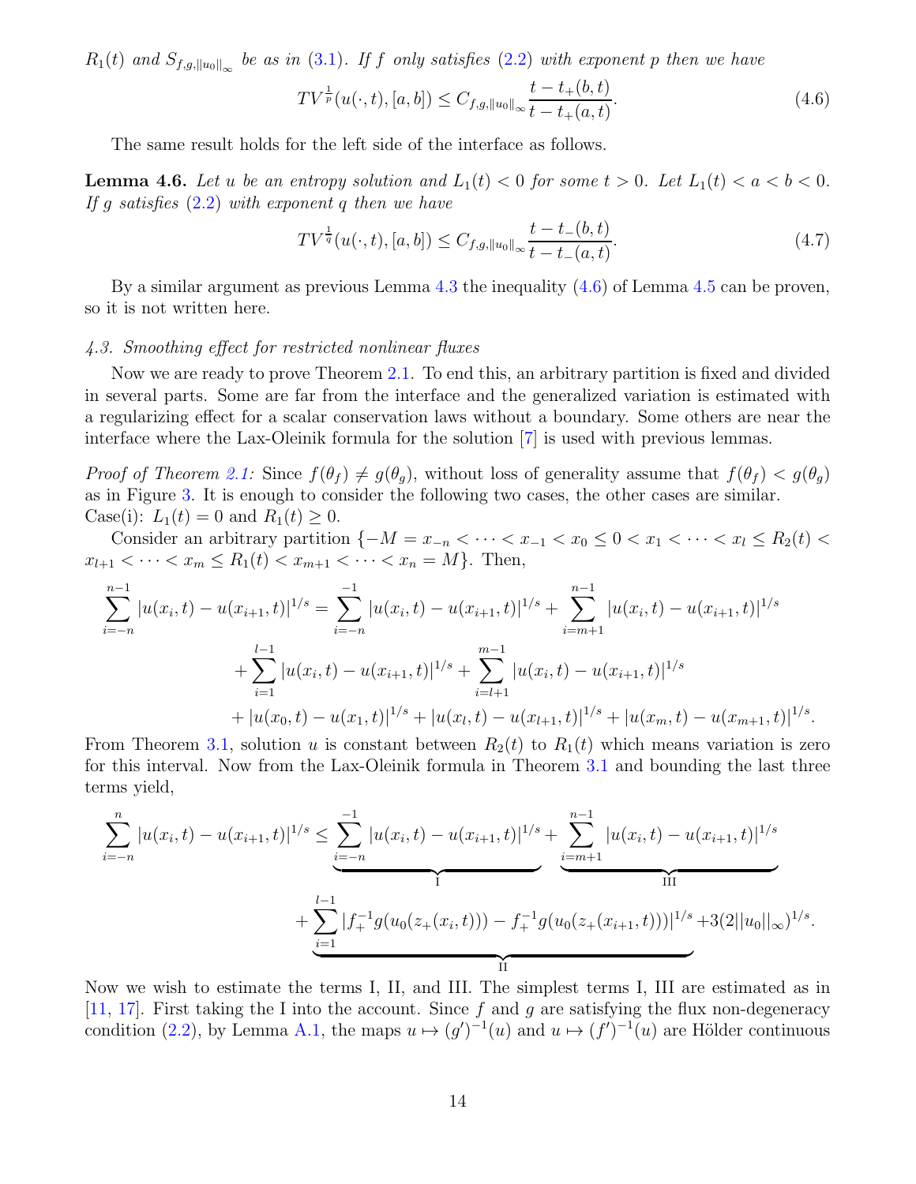$R_1(t)$ and $S_{f,g,\|u_0\|_\infty}$ be as in (3.1). If $f$ only satisfies (2.2) with exponent $p$ then we have

$$TV^{\frac{1}{p}}(u(\cdot,t),[a,b]) \leq C_{f,g,\|u_0\|_\infty}\frac{t-t_+(b,t)}{t-t_+(a,t)}. \tag{4.6}$$

The same result holds for the left side of the interface as follows.

**Lemma 4.6.** *Let $u$ be an entropy solution and $L_1(t) < 0$ for some $t > 0$. Let $L_1(t) < a < b < 0$. If $g$ satisfies (2.2) with exponent $q$ then we have*

$$TV^{\frac{1}{q}}(u(\cdot,t),[a,b]) \leq C_{f,g,\|u_0\|_\infty}\frac{t-t_-(b,t)}{t-t_-(a,t)}. \tag{4.7}$$

By a similar argument as previous Lemma 4.3 the inequality (4.6) of Lemma 4.5 can be proven, so it is not written here.

*4.3. Smoothing effect for restricted nonlinear fluxes*

Now we are ready to prove Theorem 2.1. To end this, an arbitrary partition is fixed and divided in several parts. Some are far from the interface and the generalized variation is estimated with a regularizing effect for a scalar conservation laws without a boundary. Some others are near the interface where the Lax-Oleinik formula for the solution [7] is used with previous lemmas.

*Proof of Theorem 2.1:* Since $f(\theta_f) \neq g(\theta_g)$, without loss of generality assume that $f(\theta_f) < g(\theta_g)$ as in Figure 3. It is enough to consider the following two cases, the other cases are similar.
Case(i): $L_1(t) = 0$ and $R_1(t) \geq 0$.

Consider an arbitrary partition $\{-M = x_{-n} < \cdots < x_{-1} < x_0 \leq 0 < x_1 < \cdots < x_l \leq R_2(t) < x_{l+1} < \cdots < x_m \leq R_1(t) < x_{m+1} < \cdots < x_n = M\}$. Then,

$$\begin{aligned}
\sum_{i=-n}^{n-1}|u(x_i,t)-u(x_{i+1},t)|^{1/s} &= \sum_{i=-n}^{-1}|u(x_i,t)-u(x_{i+1},t)|^{1/s} + \sum_{i=m+1}^{n-1}|u(x_i,t)-u(x_{i+1},t)|^{1/s}\\
&\quad+\sum_{i=1}^{l-1}|u(x_i,t)-u(x_{i+1},t)|^{1/s} + \sum_{i=l+1}^{m-1}|u(x_i,t)-u(x_{i+1},t)|^{1/s}\\
&\quad+|u(x_0,t)-u(x_1,t)|^{1/s} + |u(x_l,t)-u(x_{l+1},t)|^{1/s} + |u(x_m,t)-u(x_{m+1},t)|^{1/s}.
\end{aligned}$$

From Theorem 3.1, solution $u$ is constant between $R_2(t)$ to $R_1(t)$ which means variation is zero for this interval. Now from the Lax-Oleinik formula in Theorem 3.1 and bounding the last three terms yield,

$$\begin{aligned}
\sum_{i=-n}^{n}|u(x_i,t)-u(x_{i+1},t)|^{1/s} &\leq \underbrace{\sum_{i=-n}^{-1}|u(x_i,t)-u(x_{i+1},t)|^{1/s}}_{\text{I}} + \underbrace{\sum_{i=m+1}^{n-1}|u(x_i,t)-u(x_{i+1},t)|^{1/s}}_{\text{III}}\\
&\quad+\underbrace{\sum_{i=1}^{l-1}|f_+^{-1}g(u_0(z_+(x_i,t))) - f_+^{-1}g(u_0(z_+(x_{i+1},t)))|^{1/s}}_{\text{II}} + 3(2\|u_0\|_\infty)^{1/s}.
\end{aligned}$$

Now we wish to estimate the terms I, II, and III. The simplest terms I, III are estimated as in [11, 17]. First taking the I into the account. Since $f$ and $g$ are satisfying the flux non-degeneracy condition (2.2), by Lemma A.1, the maps $u \mapsto (g')^{-1}(u)$ and $u \mapsto (f')^{-1}(u)$ are Hölder continuous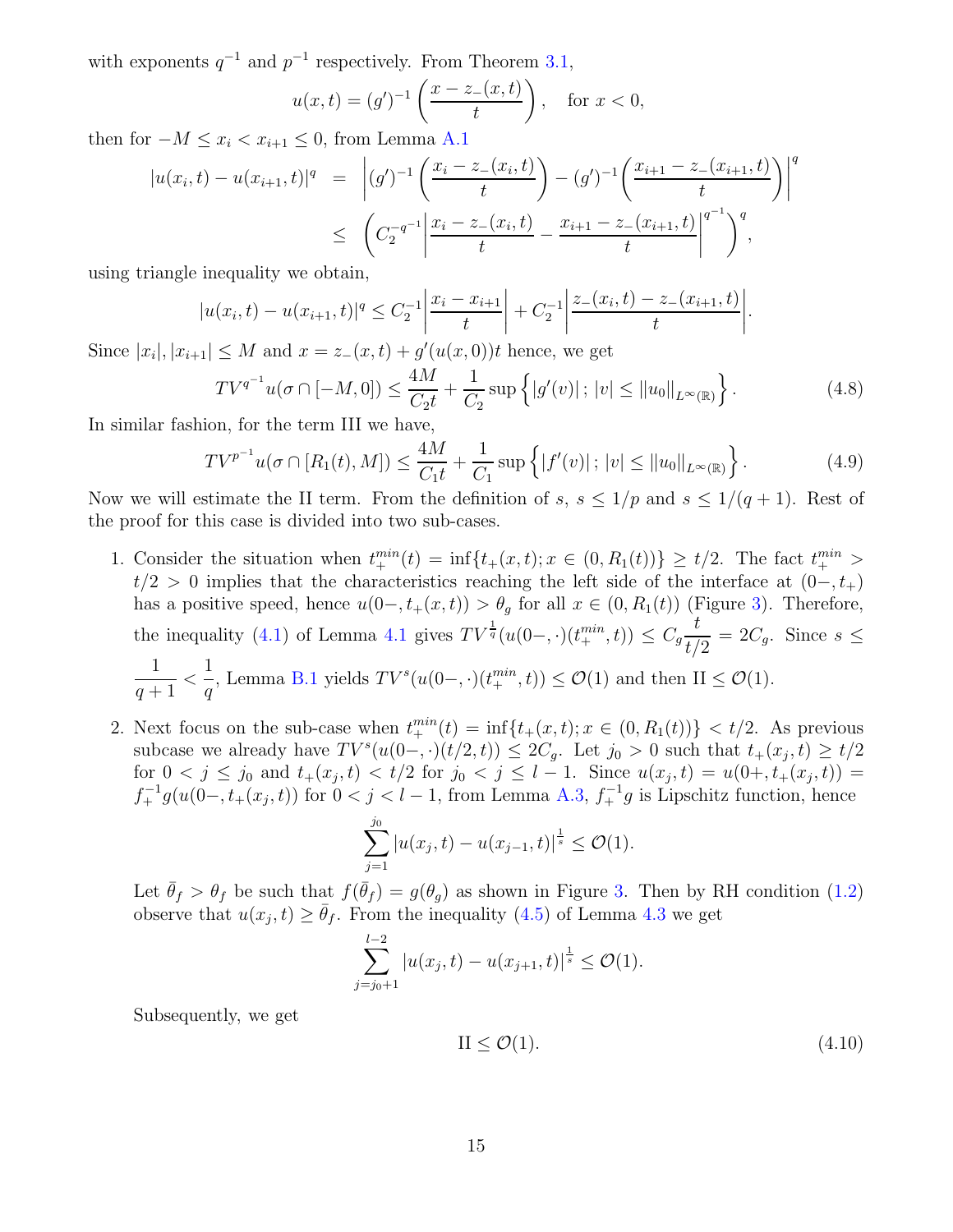with exponents $q^{-1}$ and $p^{-1}$ respectively. From Theorem 3.1,

$$u(x,t) = (g')^{-1}\left(\frac{x - z_-(x,t)}{t}\right), \quad \text{for } x < 0,$$

then for $-M \le x_i < x_{i+1} \le 0$, from Lemma A.1

$$\begin{aligned}
|u(x_i,t) - u(x_{i+1},t)|^q &= \left|(g')^{-1}\left(\frac{x_i - z_-(x_i,t)}{t}\right) - (g')^{-1}\left(\frac{x_{i+1} - z_-(x_{i+1},t)}{t}\right)\right|^q \\
&\le \left(C_2^{-q^{-1}}\left|\frac{x_i - z_-(x_i,t)}{t} - \frac{x_{i+1} - z_-(x_{i+1},t)}{t}\right|^{q^{-1}}\right)^q,
\end{aligned}$$

using triangle inequality we obtain,

$$|u(x_i,t) - u(x_{i+1},t)|^q \le C_2^{-1}\left|\frac{x_i - x_{i+1}}{t}\right| + C_2^{-1}\left|\frac{z_-(x_i,t) - z_-(x_{i+1},t)}{t}\right|.$$

Since $|x_i|, |x_{i+1}| \le M$ and $x = z_-(x,t) + g'(u(x,0))t$ hence, we get

$$TV^{q^{-1}} u(\sigma \cap [-M, 0]) \le \frac{4M}{C_2 t} + \frac{1}{C_2}\sup\left\{|g'(v)|\,;\, |v| \le \|u_0\|_{L^\infty(\mathbb{R})}\right\}. \tag{4.8}$$

In similar fashion, for the term III we have,

$$TV^{p^{-1}} u(\sigma \cap [R_1(t), M]) \le \frac{4M}{C_1 t} + \frac{1}{C_1}\sup\left\{|f'(v)|\,;\, |v| \le \|u_0\|_{L^\infty(\mathbb{R})}\right\}. \tag{4.9}$$

Now we will estimate the II term. From the definition of $s$, $s \le 1/p$ and $s \le 1/(q+1)$. Rest of the proof for this case is divided into two sub-cases.

1. Consider the situation when $t_+^{min}(t) = \inf\{t_+(x,t); x \in (0, R_1(t))\} \ge t/2$. The fact $t_+^{min} > t/2 > 0$ implies that the characteristics reaching the left side of the interface at $(0-, t_+)$ has a positive speed, hence $u(0-, t_+(x,t)) > \theta_g$ for all $x \in (0, R_1(t))$ (Figure 3). Therefore, the inequality (4.1) of Lemma 4.1 gives $TV^{\frac{1}{q}}(u(0-,\cdot)(t_+^{min}, t)) \le C_g \dfrac{t}{t/2} = 2C_g$. Since $s \le \dfrac{1}{q+1} < \dfrac{1}{q}$, Lemma B.1 yields $TV^s(u(0-,\cdot)(t_+^{min}, t)) \le \mathcal{O}(1)$ and then II $\le \mathcal{O}(1)$.

2. Next focus on the sub-case when $t_+^{min}(t) = \inf\{t_+(x,t); x \in (0, R_1(t))\} < t/2$. As previous subcase we already have $TV^s(u(0-,\cdot)(t/2, t)) \le 2C_g$. Let $j_0 > 0$ such that $t_+(x_j, t) \ge t/2$ for $0 < j \le j_0$ and $t_+(x_j, t) < t/2$ for $j_0 < j \le l-1$. Since $u(x_j, t) = u(0+, t_+(x_j, t)) = f_+^{-1} g(u(0-, t_+(x_j, t))$ for $0 < j < l-1$, from Lemma A.3, $f_+^{-1} g$ is Lipschitz function, hence

$$\sum_{j=1}^{j_0} |u(x_j, t) - u(x_{j-1}, t)|^{\frac{1}{s}} \le \mathcal{O}(1).$$

Let $\bar{\theta}_f > \theta_f$ be such that $f(\bar{\theta}_f) = g(\theta_g)$ as shown in Figure 3. Then by RH condition (1.2) observe that $u(x_j, t) \ge \bar{\theta}_f$. From the inequality (4.5) of Lemma 4.3 we get

$$\sum_{j=j_0+1}^{l-2} |u(x_j, t) - u(x_{j+1}, t)|^{\frac{1}{s}} \le \mathcal{O}(1).$$

Subsequently, we get

$$\text{II} \le \mathcal{O}(1). \tag{4.10}$$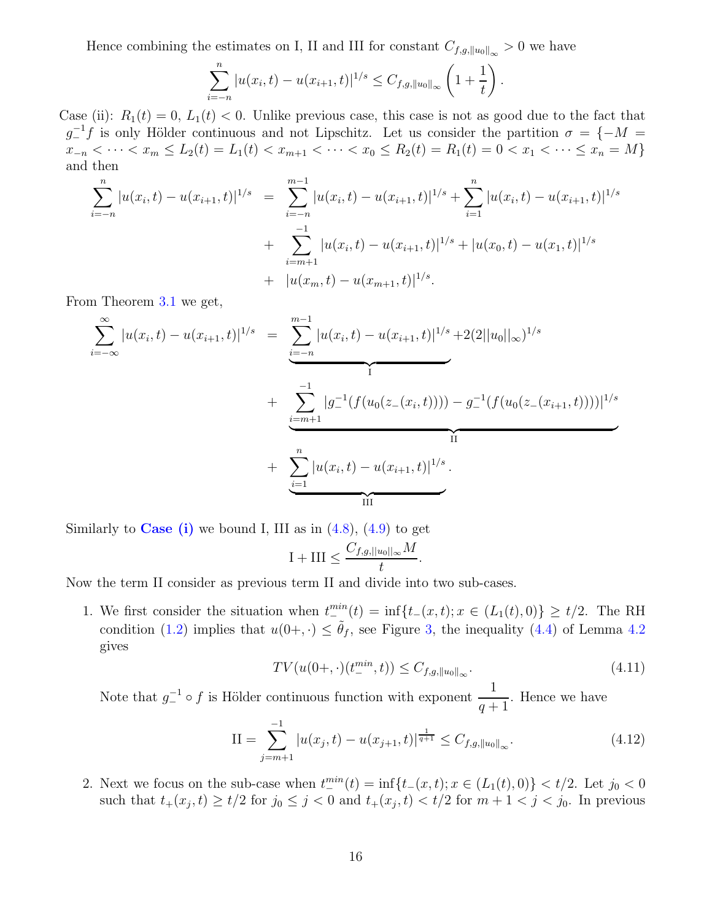Hence combining the estimates on I, II and III for constant $C_{f,g,\|u_0\|_\infty} > 0$ we have

$$\sum_{i=-n}^{n} |u(x_i,t) - u(x_{i+1},t)|^{1/s} \leq C_{f,g,\|u_0\|_\infty}\left(1 + \frac{1}{t}\right).$$

Case (ii): $R_1(t) = 0$, $L_1(t) < 0$. Unlike previous case, this case is not as good due to the fact that $g_-^{-1} f$ is only Hölder continuous and not Lipschitz. Let us consider the partition $\sigma = \{-M = x_{-n} < \cdots < x_m \leq L_2(t) = L_1(t) < x_{m+1} < \cdots < x_0 \leq R_2(t) = R_1(t) = 0 < x_1 < \cdots \leq x_n = M\}$ and then

$$\begin{aligned}
\sum_{i=-n}^{n} |u(x_i,t) - u(x_{i+1},t)|^{1/s} &= \sum_{i=-n}^{m-1} |u(x_i,t) - u(x_{i+1},t)|^{1/s} + \sum_{i=1}^{n} |u(x_i,t) - u(x_{i+1},t)|^{1/s} \\
&+ \sum_{i=m+1}^{-1} |u(x_i,t) - u(x_{i+1},t)|^{1/s} + |u(x_0,t) - u(x_1,t)|^{1/s} \\
&+ |u(x_m,t) - u(x_{m+1},t)|^{1/s}.
\end{aligned}$$

From Theorem 3.1 we get,

$$\begin{aligned}
\sum_{i=-\infty}^{\infty} |u(x_i,t) - u(x_{i+1},t)|^{1/s} &= \underbrace{\sum_{i=-n}^{m-1} |u(x_i,t) - u(x_{i+1},t)|^{1/s}}_{\text{I}} + 2(2\|u_0\|_\infty)^{1/s} \\
&+ \underbrace{\sum_{i=m+1}^{-1} |g_-^{-1}(f(u_0(z_-(x_i,t)))) - g_-^{-1}(f(u_0(z_-(x_{i+1},t))))|^{1/s}}_{\text{II}} \\
&+ \underbrace{\sum_{i=1}^{n} |u(x_i,t) - u(x_{i+1},t)|^{1/s}}_{\text{III}}.
\end{aligned}$$

Similarly to **Case (i)** we bound I, III as in (4.8), (4.9) to get

$$\text{I} + \text{III} \leq \frac{C_{f,g,\|u_0\|_\infty} M}{t}.$$

Now the term II consider as previous term II and divide into two sub-cases.

1. We first consider the situation when $t_-^{min}(t) = \inf\{t_-(x,t); x \in (L_1(t), 0)\} \geq t/2$. The RH condition (1.2) implies that $u(0+,\cdot) \leq \tilde{\theta}_f$, see Figure 3, the inequality (4.4) of Lemma 4.2 gives
$$TV(u(0+,\cdot)(t_-^{min},t)) \leq C_{f,g,\|u_0\|_\infty}. \tag{4.11}$$
Note that $g_-^{-1} \circ f$ is Hölder continuous function with exponent $\dfrac{1}{q+1}$. Hence we have
$$\text{II} = \sum_{j=m+1}^{-1} |u(x_j,t) - u(x_{j+1},t)|^{\frac{1}{q+1}} \leq C_{f,g,\|u_0\|_\infty}. \tag{4.12}$$

2. Next we focus on the sub-case when $t_-^{min}(t) = \inf\{t_-(x,t); x \in (L_1(t), 0)\} < t/2$. Let $j_0 < 0$ such that $t_+(x_j,t) \geq t/2$ for $j_0 \leq j < 0$ and $t_+(x_j,t) < t/2$ for $m+1 < j < j_0$. In previous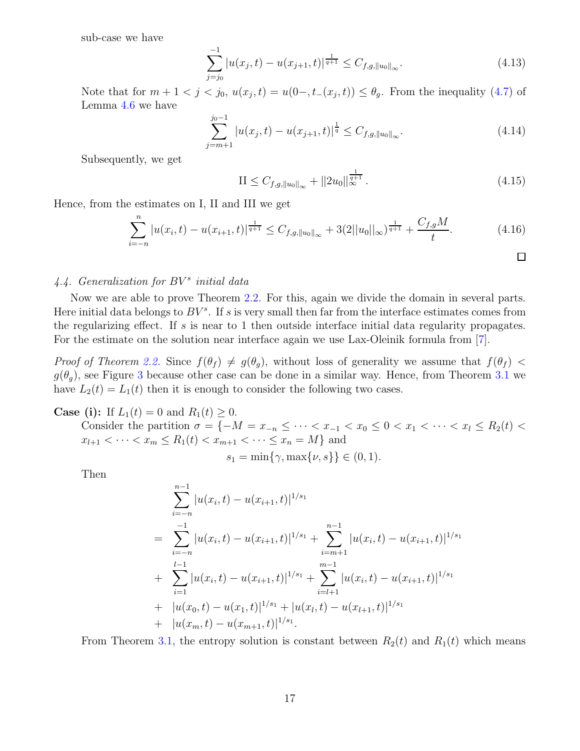sub-case we have

$$\sum_{j=j_0}^{-1} |u(x_j,t) - u(x_{j+1},t)|^{\frac{1}{q+1}} \leq C_{f,g,\|u_0\|_\infty}. \tag{4.13}$$

Note that for $m+1 < j < j_0$, $u(x_j,t) = u(0-, t_-(x_j,t)) \leq \theta_g$. From the inequality (4.7) of Lemma 4.6 we have

$$\sum_{j=m+1}^{j_0-1} |u(x_j,t) - u(x_{j+1},t)|^{\frac{1}{q}} \leq C_{f,g,\|u_0\|_\infty}. \tag{4.14}$$

Subsequently, we get

$$\text{II} \leq C_{f,g,\|u_0\|_\infty} + \|2u_0\|_\infty^{\frac{1}{q+1}}. \tag{4.15}$$

Hence, from the estimates on I, II and III we get

$$\sum_{i=-n}^{n} |u(x_i,t) - u(x_{i+1},t)|^{\frac{1}{q+1}} \leq C_{f,g,\|u_0\|_\infty} + 3(2\|u_0\|_\infty)^{\frac{1}{q+1}} + \frac{C_{f,g}M}{t}. \tag{4.16}$$

□

### 4.4. Generalization for $BV^s$ initial data

Now we are able to prove Theorem 2.2. For this, again we divide the domain in several parts. Here initial data belongs to $BV^s$. If $s$ is very small then far from the interface estimates comes from the regularizing effect. If $s$ is near to 1 then outside interface initial data regularity propagates. For the estimate on the solution near interface again we use Lax-Oleinik formula from [7].

*Proof of Theorem 2.2.* Since $f(\theta_f) \neq g(\theta_g)$, without loss of generality we assume that $f(\theta_f) < g(\theta_g)$, see Figure 3 because other case can be done in a similar way. Hence, from Theorem 3.1 we have $L_2(t) = L_1(t)$ then it is enough to consider the following two cases.

**Case (i):** If $L_1(t) = 0$ and $R_1(t) \geq 0$.

Consider the partition $\sigma = \{-M = x_{-n} \leq \cdots < x_{-1} < x_0 \leq 0 < x_1 < \cdots < x_l \leq R_2(t) < x_{l+1} < \cdots < x_m \leq R_1(t) < x_{m+1} < \cdots \leq x_n = M\}$ and

$$s_1 = \min\{\gamma, \max\{\nu, s\}\} \in (0,1).$$

Then

$$\begin{aligned}
&\sum_{i=-n}^{n-1} |u(x_i,t) - u(x_{i+1},t)|^{1/s_1} \\
= \;& \sum_{i=-n}^{-1} |u(x_i,t) - u(x_{i+1},t)|^{1/s_1} + \sum_{i=m+1}^{n-1} |u(x_i,t) - u(x_{i+1},t)|^{1/s_1} \\
+ \;& \sum_{i=1}^{l-1} |u(x_i,t) - u(x_{i+1},t)|^{1/s_1} + \sum_{i=l+1}^{m-1} |u(x_i,t) - u(x_{i+1},t)|^{1/s_1} \\
+ \;& |u(x_0,t) - u(x_1,t)|^{1/s_1} + |u(x_l,t) - u(x_{l+1},t)|^{1/s_1} \\
+ \;& |u(x_m,t) - u(x_{m+1},t)|^{1/s_1}.
\end{aligned}$$

From Theorem 3.1, the entropy solution is constant between $R_2(t)$ and $R_1(t)$ which means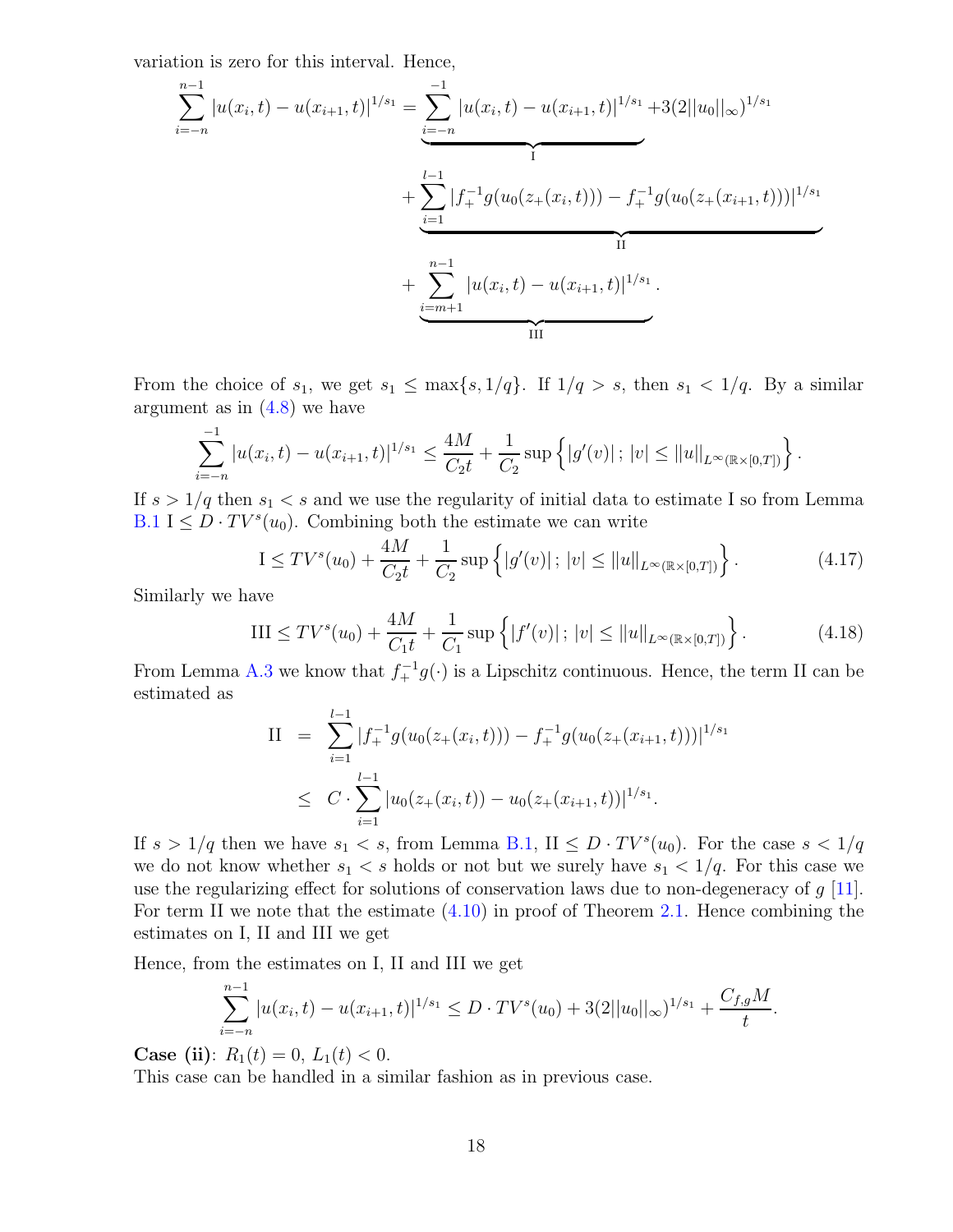variation is zero for this interval. Hence,

$$
\begin{aligned}
\sum_{i=-n}^{n-1} |u(x_i,t)-u(x_{i+1},t)|^{1/s_1} = &\underbrace{\sum_{i=-n}^{-1} |u(x_i,t)-u(x_{i+1},t)|^{1/s_1}}_{\text{I}} + 3(2||u_0||_\infty)^{1/s_1}\\
&+\underbrace{\sum_{i=1}^{l-1} |f_+^{-1}g(u_0(z_+(x_i,t))) - f_+^{-1}g(u_0(z_+(x_{i+1},t)))|^{1/s_1}}_{\text{II}}\\
&+\underbrace{\sum_{i=m+1}^{n-1} |u(x_i,t)-u(x_{i+1},t)|^{1/s_1}}_{\text{III}}.
\end{aligned}
$$

From the choice of $s_1$, we get $s_1 \leq \max\{s, 1/q\}$. If $1/q > s$, then $s_1 < 1/q$. By a similar argument as in (4.8) we have

$$
\sum_{i=-n}^{-1} |u(x_i,t)-u(x_{i+1},t)|^{1/s_1} \leq \frac{4M}{C_2 t} + \frac{1}{C_2}\sup\left\{|g'(v)|\,;\,|v|\leq ||u||_{L^\infty(\mathbb{R}\times[0,T])}\right\}.
$$

If $s > 1/q$ then $s_1 < s$ and we use the regularity of initial data to estimate I so from Lemma B.1 I $\leq D\cdot TV^s(u_0)$. Combining both the estimate we can write

$$
\text{I} \leq TV^s(u_0) + \frac{4M}{C_2 t} + \frac{1}{C_2}\sup\left\{|g'(v)|\,;\,|v|\leq ||u||_{L^\infty(\mathbb{R}\times[0,T])}\right\}. \tag{4.17}
$$

Similarly we have

$$
\text{III} \leq TV^s(u_0) + \frac{4M}{C_1 t} + \frac{1}{C_1}\sup\left\{|f'(v)|\,;\,|v|\leq ||u||_{L^\infty(\mathbb{R}\times[0,T])}\right\}. \tag{4.18}
$$

From Lemma A.3 we know that $f_+^{-1}g(\cdot)$ is a Lipschitz continuous. Hence, the term II can be estimated as

$$
\begin{aligned}
\text{II} &= \sum_{i=1}^{l-1} |f_+^{-1}g(u_0(z_+(x_i,t))) - f_+^{-1}g(u_0(z_+(x_{i+1},t)))|^{1/s_1}\\
&\leq C\cdot\sum_{i=1}^{l-1} |u_0(z_+(x_i,t)) - u_0(z_+(x_{i+1},t))|^{1/s_1}.
\end{aligned}
$$

If $s > 1/q$ then we have $s_1 < s$, from Lemma B.1, II $\leq D\cdot TV^s(u_0)$. For the case $s < 1/q$ we do not know whether $s_1 < s$ holds or not but we surely have $s_1 < 1/q$. For this case we use the regularizing effect for solutions of conservation laws due to non-degeneracy of $g$ [11]. For term II we note that the estimate (4.10) in proof of Theorem 2.1. Hence combining the estimates on I, II and III we get

Hence, from the estimates on I, II and III we get

$$
\sum_{i=-n}^{n-1} |u(x_i,t)-u(x_{i+1},t)|^{1/s_1} \leq D\cdot TV^s(u_0) + 3(2||u_0||_\infty)^{1/s_1} + \frac{C_{f,g}M}{t}.
$$

**Case (ii)**: $R_1(t) = 0$, $L_1(t) < 0$.
This case can be handled in a similar fashion as in previous case.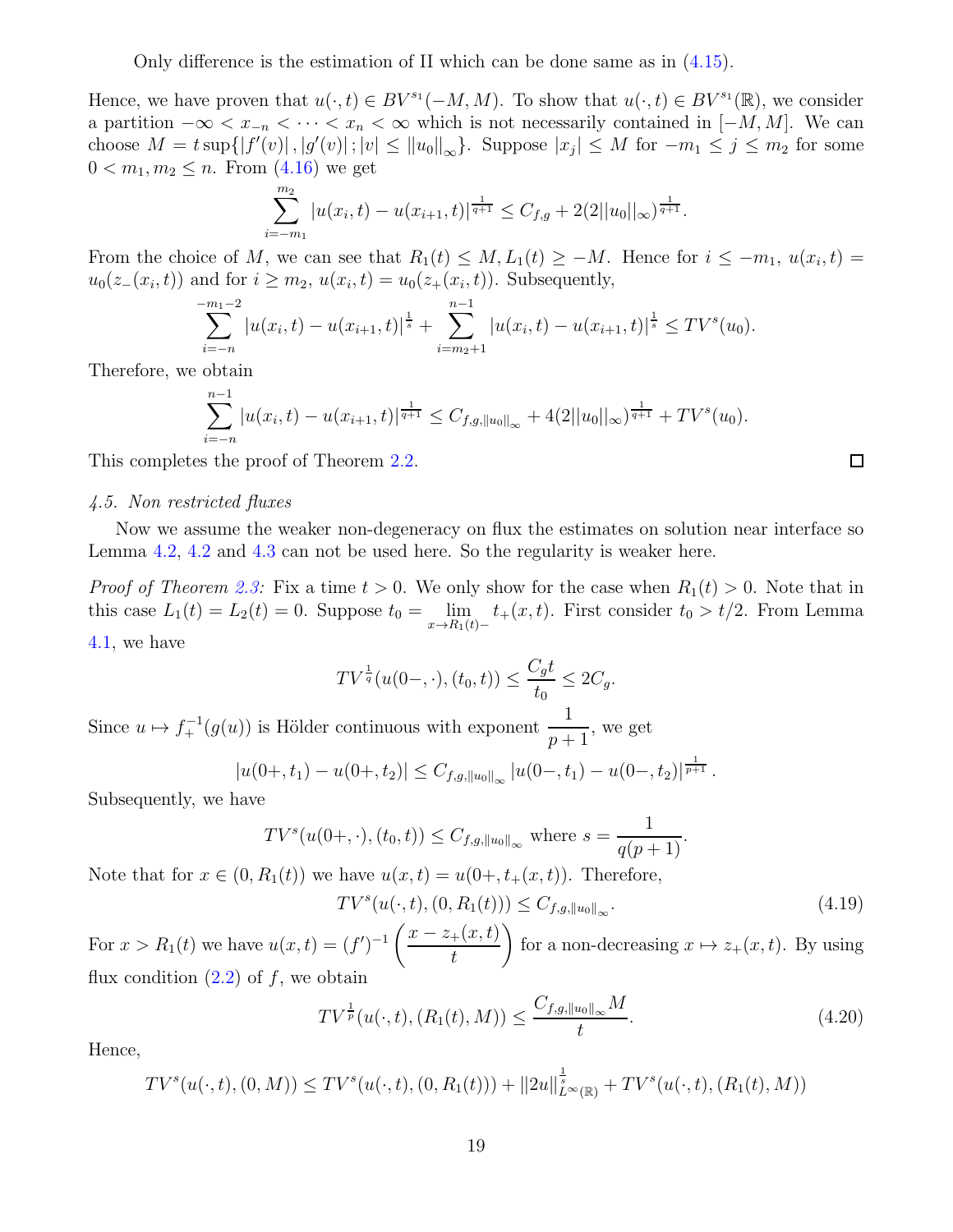Only difference is the estimation of II which can be done same as in (4.15).

Hence, we have proven that $u(\cdot,t) \in BV^{s_1}(-M,M)$. To show that $u(\cdot,t) \in BV^{s_1}(\mathbb{R})$, we consider a partition $-\infty < x_{-n} < \cdots < x_n < \infty$ which is not necessarily contained in $[-M,M]$. We can choose $M = t\sup\{|f'(v)|, |g'(v)|; |v| \leq \|u_0\|_\infty\}$. Suppose $|x_j| \leq M$ for $-m_1 \leq j \leq m_2$ for some $0 < m_1, m_2 \leq n$. From (4.16) we get

$$\sum_{i=-m_1}^{m_2} |u(x_i,t) - u(x_{i+1},t)|^{\frac{1}{q+1}} \leq C_{f,g} + 2(2\|u_0\|_\infty)^{\frac{1}{q+1}}.$$

From the choice of $M$, we can see that $R_1(t) \leq M, L_1(t) \geq -M$. Hence for $i \leq -m_1$, $u(x_i,t) = u_0(z_-(x_i,t))$ and for $i \geq m_2$, $u(x_i,t) = u_0(z_+(x_i,t))$. Subsequently,

$$\sum_{i=-n}^{-m_1-2} |u(x_i,t) - u(x_{i+1},t)|^{\frac{1}{s}} + \sum_{i=m_2+1}^{n-1} |u(x_i,t) - u(x_{i+1},t)|^{\frac{1}{s}} \leq TV^s(u_0).$$

Therefore, we obtain

$$\sum_{i=-n}^{n-1} |u(x_i,t) - u(x_{i+1},t)|^{\frac{1}{q+1}} \leq C_{f,g,\|u_0\|_\infty} + 4(2\|u_0\|_\infty)^{\frac{1}{q+1}} + TV^s(u_0).$$

This completes the proof of Theorem 2.2. $\square$

### *4.5. Non restricted fluxes*

Now we assume the weaker non-degeneracy on flux the estimates on solution near interface so Lemma 4.2, 4.2 and 4.3 can not be used here. So the regularity is weaker here.

*Proof of Theorem 2.3:* Fix a time $t > 0$. We only show for the case when $R_1(t) > 0$. Note that in this case $L_1(t) = L_2(t) = 0$. Suppose $t_0 = \lim\limits_{x \to R_1(t)-} t_+(x,t)$. First consider $t_0 > t/2$. From Lemma 4.1, we have

$$TV^{\frac{1}{q}}(u(0-,\cdot),(t_0,t)) \leq \frac{C_g t}{t_0} \leq 2C_g.$$

Since $u \mapsto f_+^{-1}(g(u))$ is Hölder continuous with exponent $\dfrac{1}{p+1}$, we get

$$|u(0+,t_1) - u(0+,t_2)| \leq C_{f,g,\|u_0\|_\infty} |u(0-,t_1) - u(0-,t_2)|^{\frac{1}{p+1}}.$$

Subsequently, we have

$$TV^s(u(0+,\cdot),(t_0,t)) \leq C_{f,g,\|u_0\|_\infty} \text{ where } s = \frac{1}{q(p+1)}.$$

Note that for $x \in (0, R_1(t))$ we have $u(x,t) = u(0+, t_+(x,t))$. Therefore,

$$TV^s(u(\cdot,t),(0,R_1(t))) \leq C_{f,g,\|u_0\|_\infty}. \tag{4.19}$$

For $x > R_1(t)$ we have $u(x,t) = (f')^{-1}\left(\dfrac{x - z_+(x,t)}{t}\right)$ for a non-decreasing $x \mapsto z_+(x,t)$. By using flux condition (2.2) of $f$, we obtain

$$TV^{\frac{1}{p}}(u(\cdot,t),(R_1(t),M)) \leq \frac{C_{f,g,\|u_0\|_\infty} M}{t}. \tag{4.20}$$

Hence,

$$TV^s(u(\cdot,t),(0,M)) \leq TV^s(u(\cdot,t),(0,R_1(t))) + \|2u\|_{L^\infty(\mathbb{R})}^{\frac{1}{s}} + TV^s(u(\cdot,t),(R_1(t),M))$$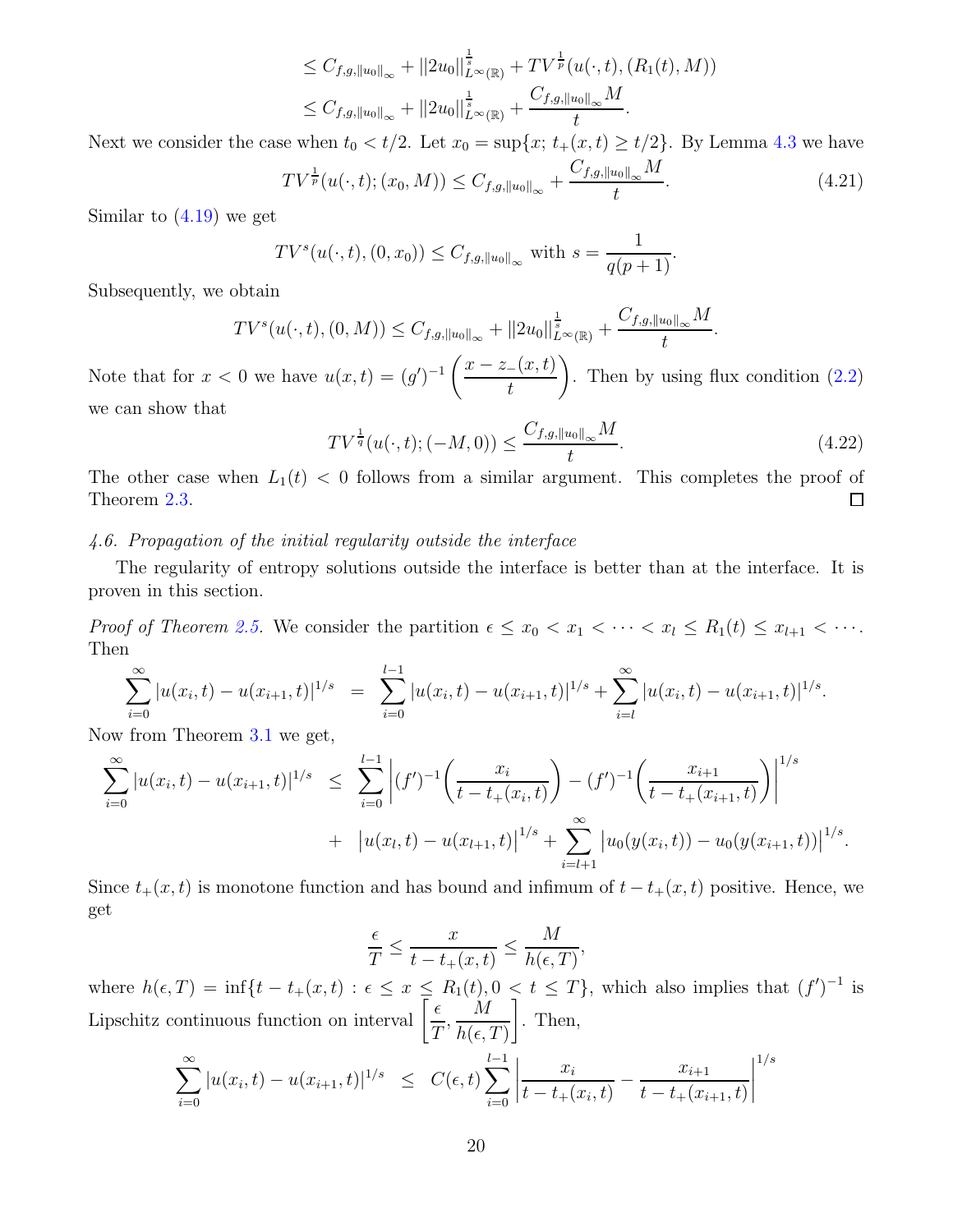$$
\begin{aligned}
&\le C_{f,g,\|u_0\|_\infty} + \|2u_0\|_{L^\infty(\mathbb{R})}^{\frac{1}{s}} + TV^{\frac{1}{p}}(u(\cdot,t),(R_1(t),M))\\
&\le C_{f,g,\|u_0\|_\infty} + \|2u_0\|_{L^\infty(\mathbb{R})}^{\frac{1}{s}} + \frac{C_{f,g,\|u_0\|_\infty} M}{t}.
\end{aligned}
$$

Next we consider the case when $t_0 < t/2$. Let $x_0 = \sup\{x;\ t_+(x,t) \ge t/2\}$. By Lemma 4.3 we have

$$
TV^{\frac{1}{p}}(u(\cdot,t);(x_0,M)) \le C_{f,g,\|u_0\|_\infty} + \frac{C_{f,g,\|u_0\|_\infty} M}{t}. \tag{4.21}
$$

Similar to (4.19) we get

$$
TV^{s}(u(\cdot,t),(0,x_0)) \le C_{f,g,\|u_0\|_\infty} \text{ with } s = \frac{1}{q(p+1)}.
$$

Subsequently, we obtain

$$
TV^{s}(u(\cdot,t),(0,M)) \le C_{f,g,\|u_0\|_\infty} + \|2u_0\|_{L^\infty(\mathbb{R})}^{\frac{1}{s}} + \frac{C_{f,g,\|u_0\|_\infty} M}{t}.
$$

Note that for $x<0$ we have $u(x,t) = (g')^{-1}\left(\dfrac{x - z_-(x,t)}{t}\right)$. Then by using flux condition (2.2) we can show that

$$
TV^{\frac{1}{q}}(u(\cdot,t);(-M,0)) \le \frac{C_{f,g,\|u_0\|_\infty} M}{t}. \tag{4.22}
$$

The other case when $L_1(t) < 0$ follows from a similar argument. This completes the proof of Theorem 2.3. □

### 4.6. Propagation of the initial regularity outside the interface

The regularity of entropy solutions outside the interface is better than at the interface. It is proven in this section.

*Proof of Theorem 2.5.* We consider the partition $\epsilon \le x_0 < x_1 < \cdots < x_l \le R_1(t) \le x_{l+1} < \cdots$. Then

$$
\sum_{i=0}^{\infty} |u(x_i,t) - u(x_{i+1},t)|^{1/s} \;=\; \sum_{i=0}^{l-1} |u(x_i,t) - u(x_{i+1},t)|^{1/s} + \sum_{i=l}^{\infty} |u(x_i,t) - u(x_{i+1},t)|^{1/s}.
$$

Now from Theorem 3.1 we get,

$$
\begin{aligned}
\sum_{i=0}^{\infty} |u(x_i,t) - u(x_{i+1},t)|^{1/s} \;&\le\; \sum_{i=0}^{l-1} \left|(f')^{-1}\left(\frac{x_i}{t - t_+(x_i,t)}\right) - (f')^{-1}\left(\frac{x_{i+1}}{t - t_+(x_{i+1},t)}\right)\right|^{1/s}\\
&\quad + \;\left|u(x_l,t) - u(x_{l+1},t)\right|^{1/s} + \sum_{i=l+1}^{\infty} \left|u_0(y(x_i,t)) - u_0(y(x_{i+1},t))\right|^{1/s}.
\end{aligned}
$$

Since $t_+(x,t)$ is monotone function and has bound and infimum of $t - t_+(x,t)$ positive. Hence, we get

$$
\frac{\epsilon}{T} \le \frac{x}{t - t_+(x,t)} \le \frac{M}{h(\epsilon,T)},
$$

where $h(\epsilon,T) = \inf\{t - t_+(x,t) : \epsilon \le x \le R_1(t), 0 < t \le T\}$, which also implies that $(f')^{-1}$ is Lipschitz continuous function on interval $\left[\dfrac{\epsilon}{T}, \dfrac{M}{h(\epsilon,T)}\right]$. Then,

$$
\sum_{i=0}^{\infty} |u(x_i,t) - u(x_{i+1},t)|^{1/s} \;\le\; C(\epsilon,t) \sum_{i=0}^{l-1} \left|\frac{x_i}{t - t_+(x_i,t)} - \frac{x_{i+1}}{t - t_+(x_{i+1},t)}\right|^{1/s}
$$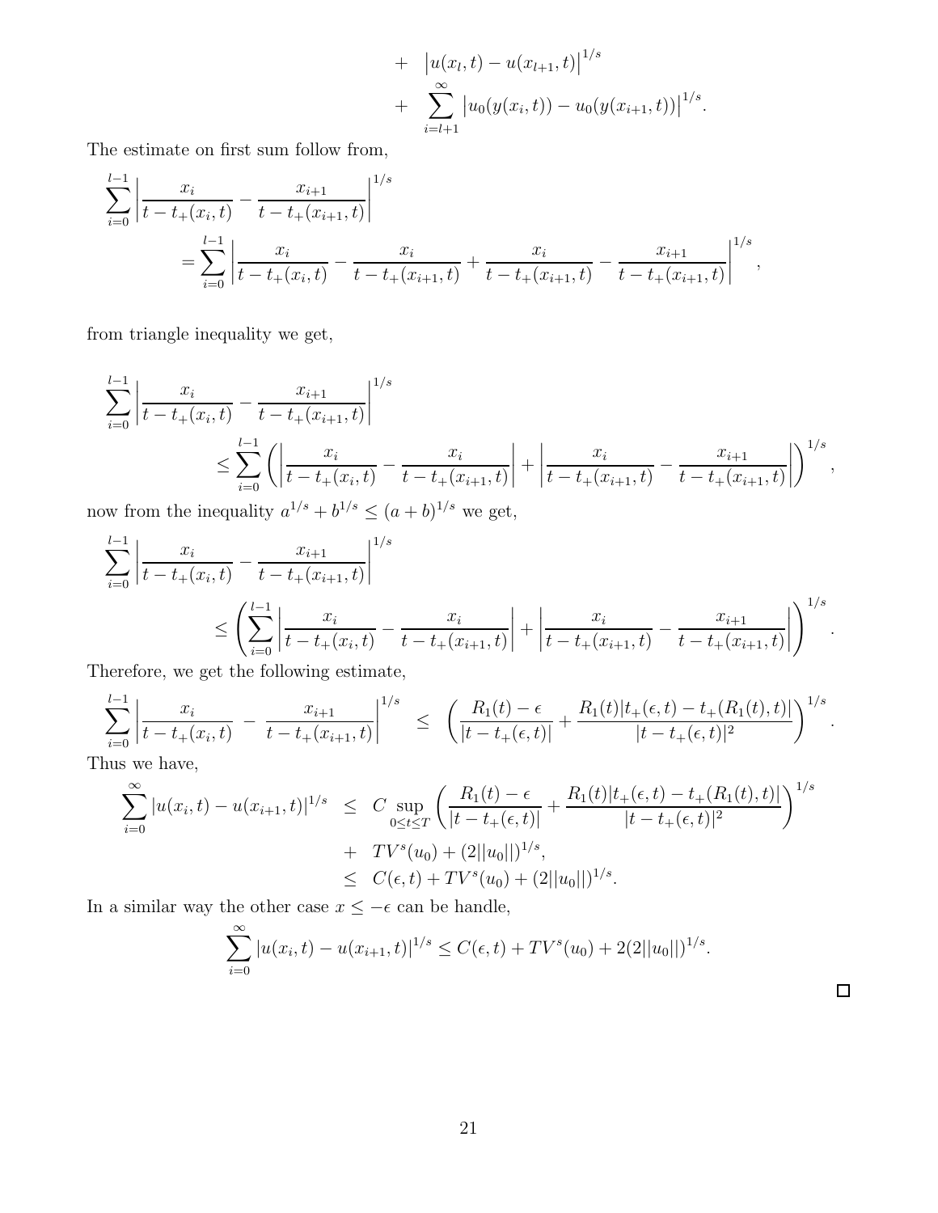$$
\begin{aligned}
&+ \quad \left|u(x_l,t) - u(x_{l+1},t)\right|^{1/s} \\
&+ \quad \sum_{i=l+1}^{\infty} \left|u_0(y(x_i,t)) - u_0(y(x_{i+1},t))\right|^{1/s}.
\end{aligned}
$$

The estimate on first sum follow from,

$$
\begin{aligned}
&\sum_{i=0}^{l-1} \left| \frac{x_i}{t - t_+(x_i,t)} - \frac{x_{i+1}}{t - t_+(x_{i+1},t)} \right|^{1/s} \\
&\qquad = \sum_{i=0}^{l-1} \left| \frac{x_i}{t - t_+(x_i,t)} - \frac{x_i}{t - t_+(x_{i+1},t)} + \frac{x_i}{t - t_+(x_{i+1},t)} - \frac{x_{i+1}}{t - t_+(x_{i+1},t)} \right|^{1/s},
\end{aligned}
$$

from triangle inequality we get,

$$
\begin{aligned}
&\sum_{i=0}^{l-1} \left| \frac{x_i}{t - t_+(x_i,t)} - \frac{x_{i+1}}{t - t_+(x_{i+1},t)} \right|^{1/s} \\
&\qquad \leq \sum_{i=0}^{l-1} \left( \left| \frac{x_i}{t - t_+(x_i,t)} - \frac{x_i}{t - t_+(x_{i+1},t)} \right| + \left| \frac{x_i}{t - t_+(x_{i+1},t)} - \frac{x_{i+1}}{t - t_+(x_{i+1},t)} \right| \right)^{1/s},
\end{aligned}
$$

now from the inequality $a^{1/s} + b^{1/s} \leq (a+b)^{1/s}$ we get,

$$
\begin{aligned}
&\sum_{i=0}^{l-1} \left| \frac{x_i}{t - t_+(x_i,t)} - \frac{x_{i+1}}{t - t_+(x_{i+1},t)} \right|^{1/s} \\
&\qquad \leq \left( \sum_{i=0}^{l-1} \left| \frac{x_i}{t - t_+(x_i,t)} - \frac{x_i}{t - t_+(x_{i+1},t)} \right| + \left| \frac{x_i}{t - t_+(x_{i+1},t)} - \frac{x_{i+1}}{t - t_+(x_{i+1},t)} \right| \right)^{1/s}.
\end{aligned}
$$

Therefore, we get the following estimate,

$$
\sum_{i=0}^{l-1} \left| \frac{x_i}{t - t_+(x_i,t)} - \frac{x_{i+1}}{t - t_+(x_{i+1},t)} \right|^{1/s} \leq \left( \frac{R_1(t) - \epsilon}{|t - t_+(\epsilon,t)|} + \frac{R_1(t)|t_+(\epsilon,t) - t_+(R_1(t),t)|}{|t - t_+(\epsilon,t)|^2} \right)^{1/s}.
$$

Thus we have,

$$
\begin{aligned}
\sum_{i=0}^{\infty} |u(x_i,t) - u(x_{i+1},t)|^{1/s} &\leq C \sup_{0 \leq t \leq T} \left( \frac{R_1(t) - \epsilon}{|t - t_+(\epsilon,t)|} + \frac{R_1(t)|t_+(\epsilon,t) - t_+(R_1(t),t)|}{|t - t_+(\epsilon,t)|^2} \right)^{1/s} \\
&\quad + TV^s(u_0) + (2||u_0||)^{1/s}, \\
&\leq C(\epsilon,t) + TV^s(u_0) + (2||u_0||)^{1/s}.
\end{aligned}
$$

In a similar way the other case $x \leq -\epsilon$ can be handle,

$$
\sum_{i=0}^{\infty} |u(x_i,t) - u(x_{i+1},t)|^{1/s} \leq C(\epsilon,t) + TV^s(u_0) + 2(2||u_0||)^{1/s}.
$$

□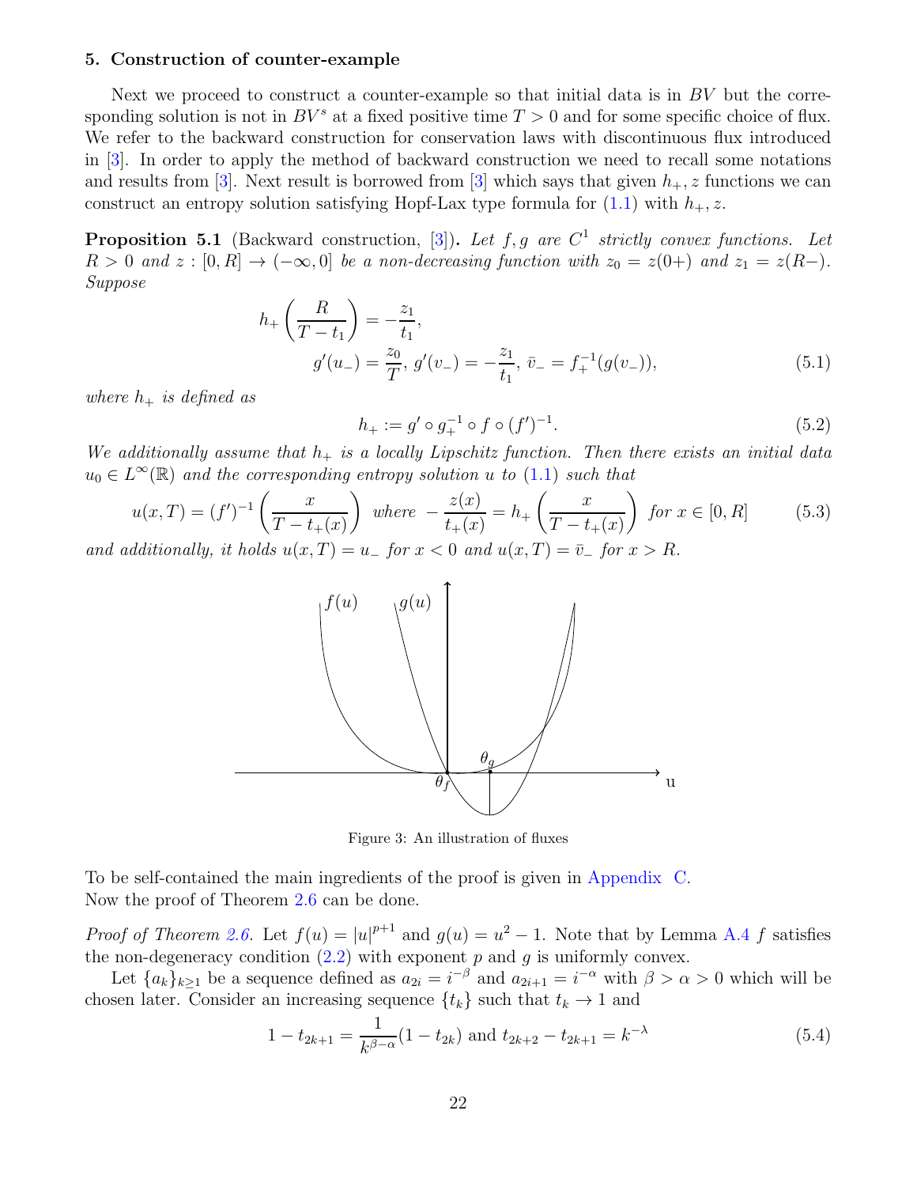### 5. Construction of counter-example

Next we proceed to construct a counter-example so that initial data is in $BV$ but the corresponding solution is not in $BV^s$ at a fixed positive time $T > 0$ and for some specific choice of flux. We refer to the backward construction for conservation laws with discontinuous flux introduced in [3]. In order to apply the method of backward construction we need to recall some notations and results from [3]. Next result is borrowed from [3] which says that given $h_+, z$ functions we can construct an entropy solution satisfying Hopf-Lax type formula for (1.1) with $h_+, z$.

**Proposition 5.1** (Backward construction, [3]). *Let $f, g$ are $C^1$ strictly convex functions. Let $R > 0$ and $z : [0, R] \to (-\infty, 0]$ be a non-decreasing function with $z_0 = z(0+)$ and $z_1 = z(R-)$. Suppose*

$$h_+\left(\frac{R}{T - t_1}\right) = -\frac{z_1}{t_1},$$
$$g'(u_-) = \frac{z_0}{T},\ g'(v_-) = -\frac{z_1}{t_1},\ \bar{v}_- = f_+^{-1}(g(v_-)), \tag{5.1}$$

*where $h_+$ is defined as*

$$h_+ := g' \circ g_+^{-1} \circ f \circ (f')^{-1}. \tag{5.2}$$

*We additionally assume that $h_+$ is a locally Lipschitz function. Then there exists an initial data $u_0 \in L^\infty(\mathbb{R})$ and the corresponding entropy solution $u$ to (1.1) such that*

$$u(x, T) = (f')^{-1}\left(\frac{x}{T - t_+(x)}\right) \text{ where } -\frac{z(x)}{t_+(x)} = h_+\left(\frac{x}{T - t_+(x)}\right) \text{ for } x \in [0, R] \tag{5.3}$$

*and additionally, it holds $u(x, T) = u_-$ for $x < 0$ and $u(x, T) = \bar{v}_-$ for $x > R$.*

Figure 3: An illustration of fluxes

To be self-contained the main ingredients of the proof is given in Appendix C.
Now the proof of Theorem 2.6 can be done.

*Proof of Theorem 2.6.* Let $f(u) = |u|^{p+1}$ and $g(u) = u^2 - 1$. Note that by Lemma A.4 $f$ satisfies the non-degeneracy condition (2.2) with exponent $p$ and $g$ is uniformly convex.

Let $\{a_k\}_{k\geq 1}$ be a sequence defined as $a_{2i} = i^{-\beta}$ and $a_{2i+1} = i^{-\alpha}$ with $\beta > \alpha > 0$ which will be chosen later. Consider an increasing sequence $\{t_k\}$ such that $t_k \to 1$ and

$$1 - t_{2k+1} = \frac{1}{k^{\beta-\alpha}}(1 - t_{2k}) \text{ and } t_{2k+2} - t_{2k+1} = k^{-\lambda} \tag{5.4}$$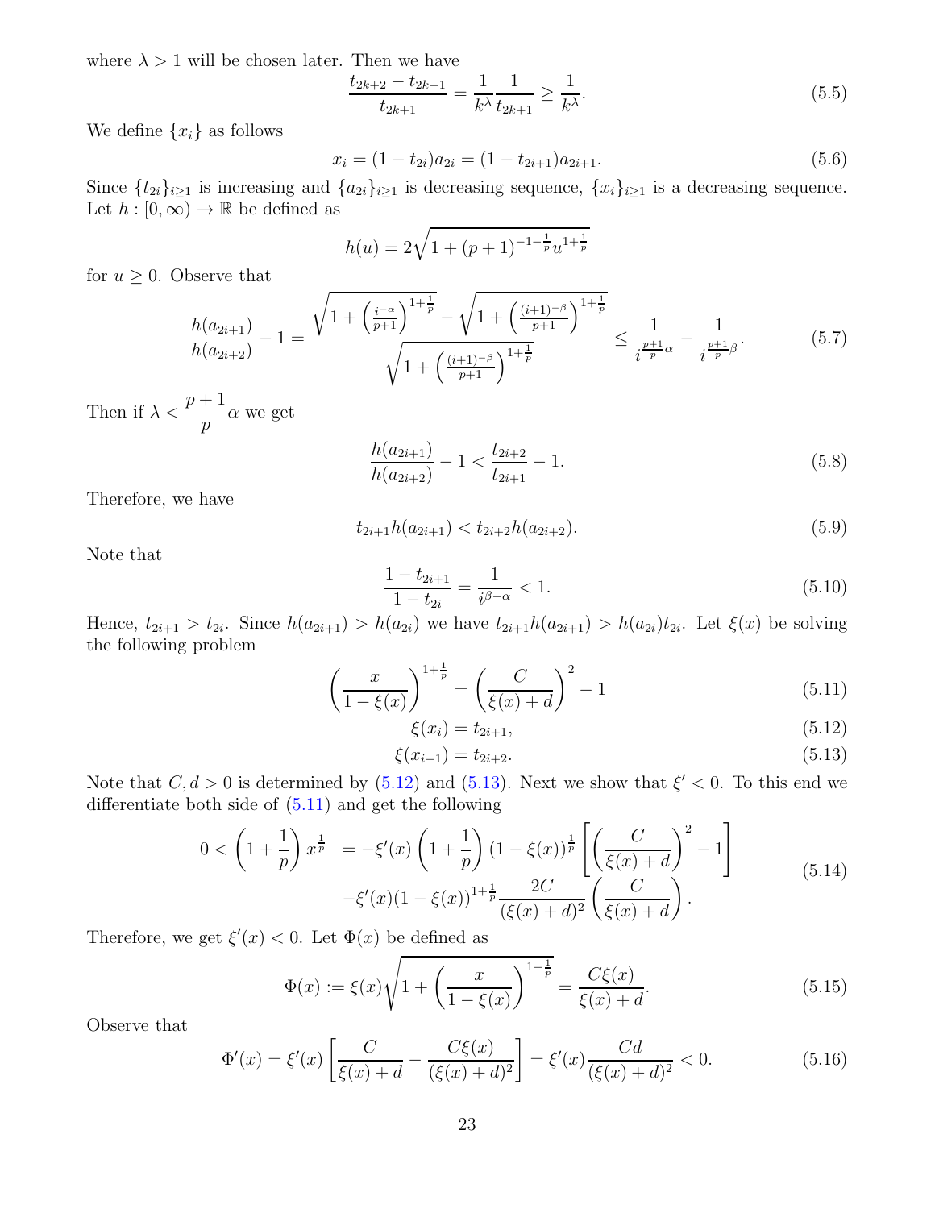where $\lambda > 1$ will be chosen later. Then we have

$$\frac{t_{2k+2} - t_{2k+1}}{t_{2k+1}} = \frac{1}{k^\lambda} \frac{1}{t_{2k+1}} \geq \frac{1}{k^\lambda}. \tag{5.5}$$

We define $\{x_i\}$ as follows

$$x_i = (1 - t_{2i}) a_{2i} = (1 - t_{2i+1}) a_{2i+1}. \tag{5.6}$$

Since $\{t_{2i}\}_{i \geq 1}$ is increasing and $\{a_{2i}\}_{i\geq 1}$ is decreasing sequence, $\{x_i\}_{i\geq 1}$ is a decreasing sequence. Let $h : [0, \infty) \to \mathbb{R}$ be defined as

$$h(u) = 2\sqrt{1 + (p+1)^{-1-\frac{1}{p}} u^{1+\frac{1}{p}}}$$

for $u \geq 0$. Observe that

$$\frac{h(a_{2i+1})}{h(a_{2i+2})} - 1 = \frac{\sqrt{1 + \left(\frac{i^{-\alpha}}{p+1}\right)^{1+\frac{1}{p}}} - \sqrt{1 + \left(\frac{(i+1)^{-\beta}}{p+1}\right)^{1+\frac{1}{p}}}}{\sqrt{1 + \left(\frac{(i+1)^{-\beta}}{p+1}\right)^{1+\frac{1}{p}}}} \leq \frac{1}{i^{\frac{p+1}{p}\alpha}} - \frac{1}{i^{\frac{p+1}{p}\beta}}. \tag{5.7}$$

Then if $\lambda < \dfrac{p+1}{p}\alpha$ we get

$$\frac{h(a_{2i+1})}{h(a_{2i+2})} - 1 < \frac{t_{2i+2}}{t_{2i+1}} - 1. \tag{5.8}$$

Therefore, we have

$$t_{2i+1} h(a_{2i+1}) < t_{2i+2} h(a_{2i+2}). \tag{5.9}$$

Note that

$$\frac{1 - t_{2i+1}}{1 - t_{2i}} = \frac{1}{i^{\beta - \alpha}} < 1. \tag{5.10}$$

Hence, $t_{2i+1} > t_{2i}$. Since $h(a_{2i+1}) > h(a_{2i})$ we have $t_{2i+1} h(a_{2i+1}) > h(a_{2i}) t_{2i}$. Let $\xi(x)$ be solving the following problem

$$\left(\frac{x}{1 - \xi(x)}\right)^{1+\frac{1}{p}} = \left(\frac{C}{\xi(x) + d}\right)^2 - 1 \tag{5.11}$$

$$\xi(x_i) = t_{2i+1}, \tag{5.12}$$

$$\xi(x_{i+1}) = t_{2i+2}. \tag{5.13}$$

Note that $C, d > 0$ is determined by (5.12) and (5.13). Next we show that $\xi' < 0$. To this end we differentiate both side of (5.11) and get the following

$$\begin{aligned} 0 < \left(1 + \frac{1}{p}\right) x^{\frac{1}{p}} &= -\xi'(x) \left(1 + \frac{1}{p}\right) (1 - \xi(x))^{\frac{1}{p}} \left[\left(\frac{C}{\xi(x) + d}\right)^2 - 1\right] \\ &\quad - \xi'(x) (1 - \xi(x))^{1+\frac{1}{p}} \frac{2C}{(\xi(x) + d)^2} \left(\frac{C}{\xi(x) + d}\right). \end{aligned} \tag{5.14}$$

Therefore, we get $\xi'(x) < 0$. Let $\Phi(x)$ be defined as

$$\Phi(x) := \xi(x) \sqrt{1 + \left(\frac{x}{1 - \xi(x)}\right)^{1+\frac{1}{p}}} = \frac{C\xi(x)}{\xi(x) + d}. \tag{5.15}$$

Observe that

$$\Phi'(x) = \xi'(x) \left[\frac{C}{\xi(x) + d} - \frac{C\xi(x)}{(\xi(x) + d)^2}\right] = \xi'(x) \frac{Cd}{(\xi(x) + d)^2} < 0. \tag{5.16}$$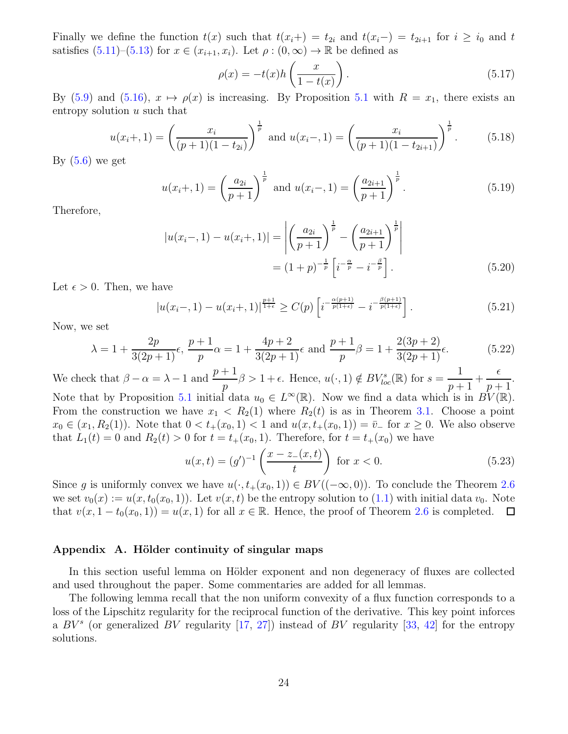Finally we define the function $t(x)$ such that $t(x_i+) = t_{2i}$ and $t(x_i-) = t_{2i+1}$ for $i \geq i_0$ and $t$ satisfies (5.11)–(5.13) for $x \in (x_{i+1}, x_i)$. Let $\rho : (0,\infty) \to \mathbb{R}$ be defined as

$$\rho(x) = -t(x)h\left(\frac{x}{1-t(x)}\right). \tag{5.17}$$

By (5.9) and (5.16), $x \mapsto \rho(x)$ is increasing. By Proposition 5.1 with $R = x_1$, there exists an entropy solution $u$ such that

$$u(x_i+,1) = \left(\frac{x_i}{(p+1)(1-t_{2i})}\right)^{\frac{1}{p}} \text{ and } u(x_i-,1) = \left(\frac{x_i}{(p+1)(1-t_{2i+1})}\right)^{\frac{1}{p}}. \tag{5.18}$$

By (5.6) we get

$$u(x_i+,1) = \left(\frac{a_{2i}}{p+1}\right)^{\frac{1}{p}} \text{ and } u(x_i-,1) = \left(\frac{a_{2i+1}}{p+1}\right)^{\frac{1}{p}}. \tag{5.19}$$

Therefore,

$$\begin{aligned}
|u(x_i-,1) - u(x_i+,1)| &= \left|\left(\frac{a_{2i}}{p+1}\right)^{\frac{1}{p}} - \left(\frac{a_{2i+1}}{p+1}\right)^{\frac{1}{p}}\right| \\
&= (1+p)^{-\frac{1}{p}}\left[i^{-\frac{\alpha}{p}} - i^{-\frac{\beta}{p}}\right].
\end{aligned} \tag{5.20}$$

Let $\epsilon > 0$. Then, we have

$$|u(x_i-,1) - u(x_i+,1)|^{\frac{p+1}{1+\epsilon}} \geq C(p)\left[i^{-\frac{\alpha(p+1)}{p(1+\epsilon)}} - i^{-\frac{\beta(p+1)}{p(1+\epsilon)}}\right]. \tag{5.21}$$

Now, we set

$$\lambda = 1 + \frac{2p}{3(2p+1)}\epsilon,\ \frac{p+1}{p}\alpha = 1 + \frac{4p+2}{3(2p+1)}\epsilon \text{ and } \frac{p+1}{p}\beta = 1 + \frac{2(3p+2)}{3(2p+1)}\epsilon. \tag{5.22}$$

We check that $\beta - \alpha = \lambda - 1$ and $\dfrac{p+1}{p}\beta > 1 + \epsilon$. Hence, $u(\cdot,1) \notin BV^s_{loc}(\mathbb{R})$ for $s = \dfrac{1}{p+1} + \dfrac{\epsilon}{p+1}$. Note that by Proposition 5.1 initial data $u_0 \in L^\infty(\mathbb{R})$. Now we find a data which is in $BV(\mathbb{R})$. From the construction we have $x_1 < R_2(1)$ where $R_2(t)$ is as in Theorem 3.1. Choose a point $x_0 \in (x_1, R_2(1))$. Note that $0 < t_+(x_0,1) < 1$ and $u(x, t_+(x_0,1)) = \bar{v}_-$ for $x \geq 0$. We also observe that $L_1(t) = 0$ and $R_2(t) > 0$ for $t = t_+(x_0,1)$. Therefore, for $t = t_+(x_0)$ we have

$$u(x,t) = (g')^{-1}\left(\frac{x - z_-(x,t)}{t}\right) \text{ for } x < 0. \tag{5.23}$$

Since $g$ is uniformly convex we have $u(\cdot, t_+(x_0,1)) \in BV((-\infty,0))$. To conclude the Theorem 2.6 we set $v_0(x) := u(x, t_0(x_0,1))$. Let $v(x,t)$ be the entropy solution to (1.1) with initial data $v_0$. Note that $v(x, 1 - t_0(x_0,1)) = u(x,1)$ for all $x \in \mathbb{R}$. Hence, the proof of Theorem 2.6 is completed. $\square$

## Appendix A. Hölder continuity of singular maps

In this section useful lemma on Hölder exponent and non degeneracy of fluxes are collected and used throughout the paper. Some commentaries are added for all lemmas.

The following lemma recall that the non uniform convexity of a flux function corresponds to a loss of the Lipschitz regularity for the reciprocal function of the derivative. This key point inforces a $BV^s$ (or generalized $BV$ regularity [17, 27]) instead of $BV$ regularity [33, 42] for the entropy solutions.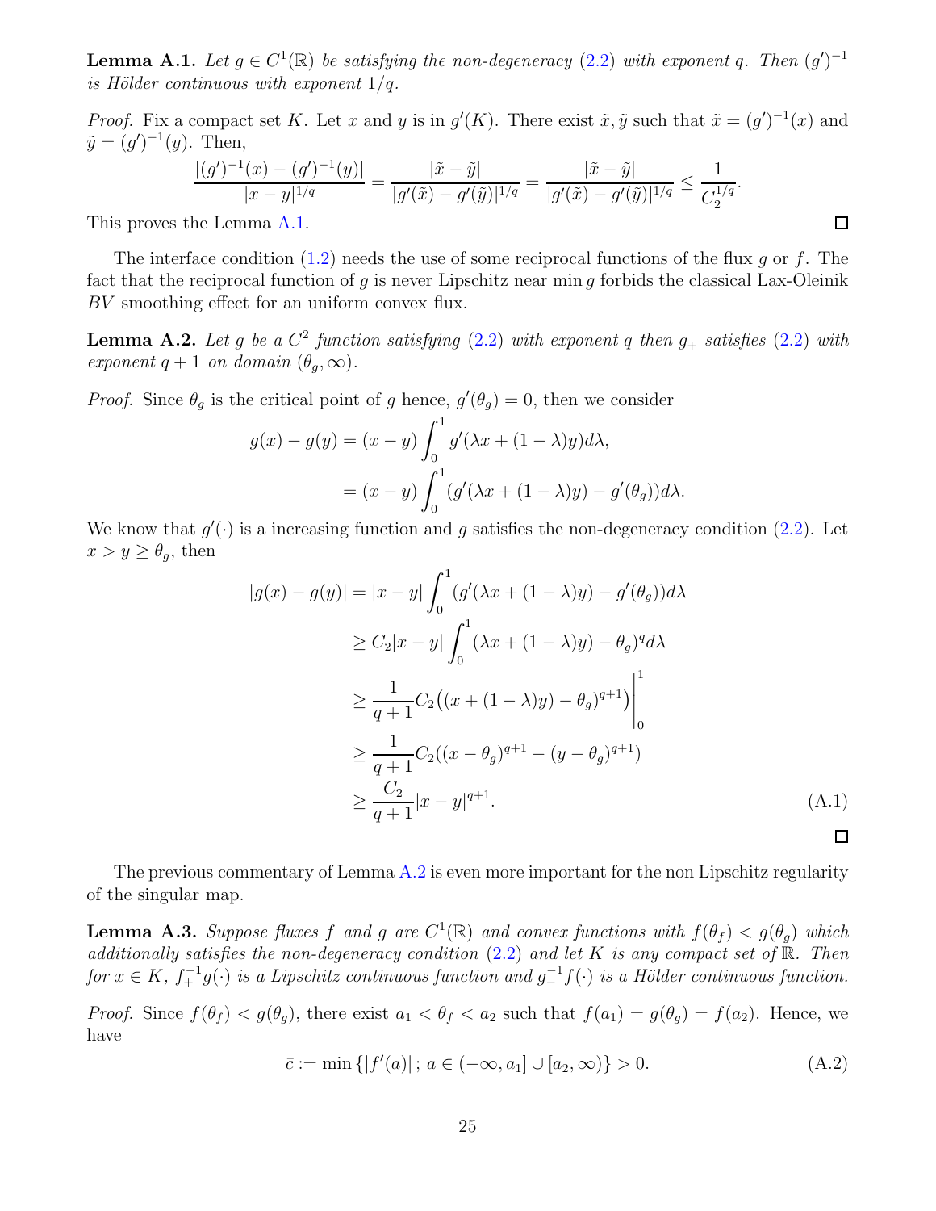**Lemma A.1.** *Let $g \in C^1(\mathbb{R})$ be satisfying the non-degeneracy (2.2) with exponent $q$. Then $(g')^{-1}$ is Hölder continuous with exponent $1/q$.*

*Proof.* Fix a compact set $K$. Let $x$ and $y$ is in $g'(K)$. There exist $\tilde{x}, \tilde{y}$ such that $\tilde{x} = (g')^{-1}(x)$ and $\tilde{y} = (g')^{-1}(y)$. Then,

$$\frac{|(g')^{-1}(x) - (g')^{-1}(y)|}{|x-y|^{1/q}} = \frac{|\tilde{x} - \tilde{y}|}{|g'(\tilde{x}) - g'(\tilde{y})|^{1/q}} = \frac{|\tilde{x} - \tilde{y}|}{|g'(\tilde{x}) - g'(\tilde{y})|^{1/q}} \leq \frac{1}{C_2^{1/q}}.$$

This proves the Lemma A.1. ∎

The interface condition (1.2) needs the use of some reciprocal functions of the flux $g$ or $f$. The fact that the reciprocal function of $g$ is never Lipschitz near $\min g$ forbids the classical Lax-Oleinik $BV$ smoothing effect for an uniform convex flux.

**Lemma A.2.** *Let $g$ be a $C^2$ function satisfying (2.2) with exponent $q$ then $g_+$ satisfies (2.2) with exponent $q+1$ on domain $(\theta_g, \infty)$.*

*Proof.* Since $\theta_g$ is the critical point of $g$ hence, $g'(\theta_g) = 0$, then we consider

$$\begin{aligned} g(x) - g(y) &= (x-y) \int_0^1 g'(\lambda x + (1-\lambda)y) d\lambda, \\ &= (x-y) \int_0^1 (g'(\lambda x + (1-\lambda)y) - g'(\theta_g)) d\lambda. \end{aligned}$$

We know that $g'(\cdot)$ is a increasing function and $g$ satisfies the non-degeneracy condition (2.2). Let $x > y \geq \theta_g$, then

$$\begin{aligned} |g(x) - g(y)| &= |x-y| \int_0^1 (g'(\lambda x + (1-\lambda)y) - g'(\theta_g)) d\lambda \\ &\geq C_2 |x-y| \int_0^1 (\lambda x + (1-\lambda)y) - \theta_g)^q d\lambda \\ &\geq \frac{1}{q+1} C_2 \big( (x + (1-\lambda)y) - \theta_g)^{q+1} \big) \Big|_0^1 \\ &\geq \frac{1}{q+1} C_2 ((x-\theta_g)^{q+1} - (y-\theta_g)^{q+1}) \\ &\geq \frac{C_2}{q+1} |x-y|^{q+1}. \end{aligned} \tag{A.1}$$

∎

The previous commentary of Lemma A.2 is even more important for the non Lipschitz regularity of the singular map.

**Lemma A.3.** *Suppose fluxes $f$ and $g$ are $C^1(\mathbb{R})$ and convex functions with $f(\theta_f) < g(\theta_g)$ which additionally satisfies the non-degeneracy condition (2.2) and let $K$ is any compact set of $\mathbb{R}$. Then for $x \in K$, $f_+^{-1} g(\cdot)$ is a Lipschitz continuous function and $g_-^{-1} f(\cdot)$ is a Hölder continuous function.*

*Proof.* Since $f(\theta_f) < g(\theta_g)$, there exist $a_1 < \theta_f < a_2$ such that $f(a_1) = g(\theta_g) = f(a_2)$. Hence, we have

$$\bar{c} := \min \{ |f'(a)| \, ; \, a \in (-\infty, a_1] \cup [a_2, \infty) \} > 0. \tag{A.2}$$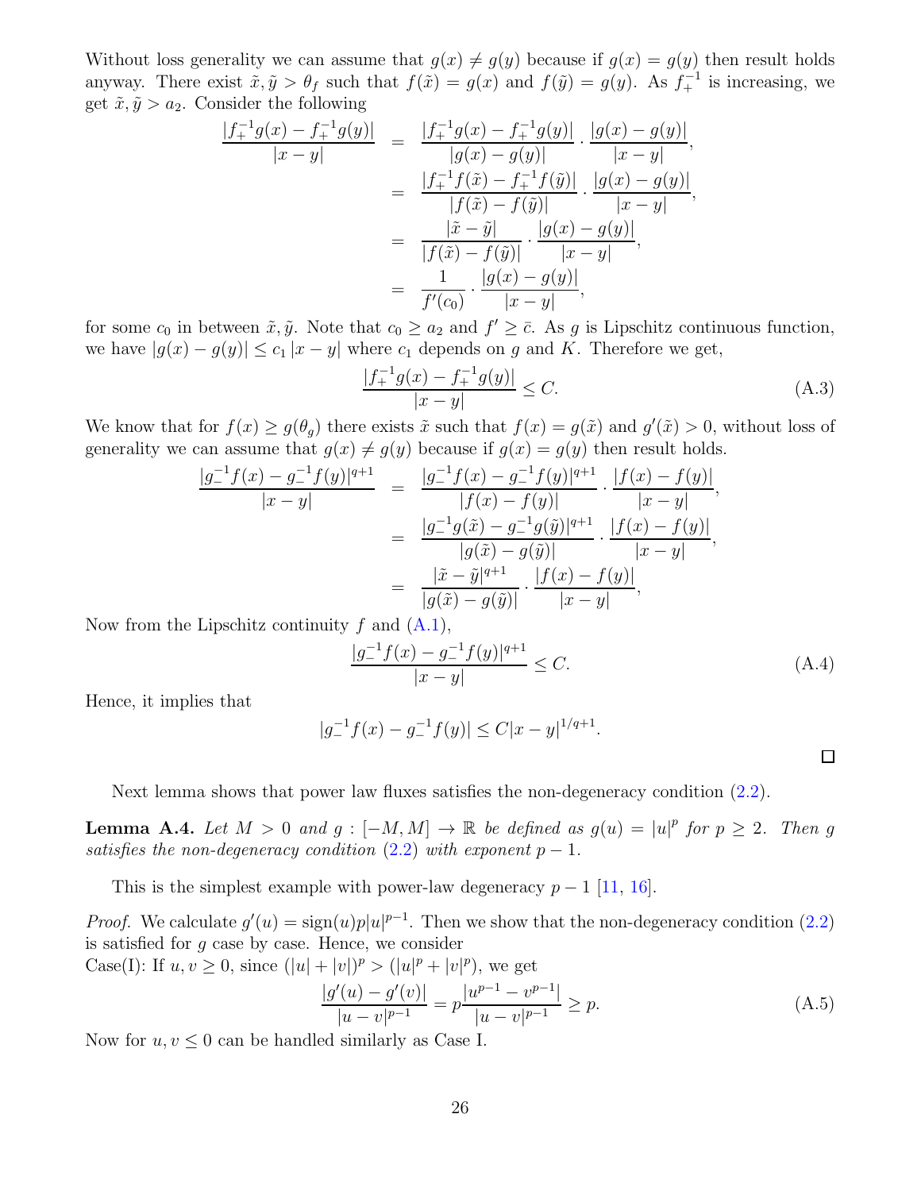Without loss generality we can assume that $g(x) \neq g(y)$ because if $g(x) = g(y)$ then result holds anyway. There exist $\tilde{x}, \tilde{y} > \theta_f$ such that $f(\tilde{x}) = g(x)$ and $f(\tilde{y}) = g(y)$. As $f_+^{-1}$ is increasing, we get $\tilde{x}, \tilde{y} > a_2$. Consider the following

$$
\begin{aligned}
\frac{|f_+^{-1}g(x) - f_+^{-1}g(y)|}{|x-y|} &= \frac{|f_+^{-1}g(x) - f_+^{-1}g(y)|}{|g(x) - g(y)|} \cdot \frac{|g(x) - g(y)|}{|x-y|}, \\
&= \frac{|f_+^{-1}f(\tilde{x}) - f_+^{-1}f(\tilde{y})|}{|f(\tilde{x}) - f(\tilde{y})|} \cdot \frac{|g(x) - g(y)|}{|x-y|}, \\
&= \frac{|\tilde{x} - \tilde{y}|}{|f(\tilde{x}) - f(\tilde{y})|} \cdot \frac{|g(x) - g(y)|}{|x-y|}, \\
&= \frac{1}{f'(c_0)} \cdot \frac{|g(x) - g(y)|}{|x-y|},
\end{aligned}
$$

for some $c_0$ in between $\tilde{x}, \tilde{y}$. Note that $c_0 \geq a_2$ and $f' \geq \bar{c}$. As $g$ is Lipschitz continuous function, we have $|g(x) - g(y)| \leq c_1 |x - y|$ where $c_1$ depends on $g$ and $K$. Therefore we get,

$$
\frac{|f_+^{-1}g(x) - f_+^{-1}g(y)|}{|x-y|} \leq C. \tag{A.3}
$$

We know that for $f(x) \geq g(\theta_g)$ there exists $\tilde{x}$ such that $f(x) = g(\tilde{x})$ and $g'(\tilde{x}) > 0$, without loss of generality we can assume that $g(x) \neq g(y)$ because if $g(x) = g(y)$ then result holds.

$$
\begin{aligned}
\frac{|g_-^{-1}f(x) - g_-^{-1}f(y)|^{q+1}}{|x-y|} &= \frac{|g_-^{-1}f(x) - g_-^{-1}f(y)|^{q+1}}{|f(x) - f(y)|} \cdot \frac{|f(x) - f(y)|}{|x-y|}, \\
&= \frac{|g_-^{-1}g(\tilde{x}) - g_-^{-1}g(\tilde{y})|^{q+1}}{|g(\tilde{x}) - g(\tilde{y})|} \cdot \frac{|f(x) - f(y)|}{|x-y|}, \\
&= \frac{|\tilde{x} - \tilde{y}|^{q+1}}{|g(\tilde{x}) - g(\tilde{y})|} \cdot \frac{|f(x) - f(y)|}{|x-y|},
\end{aligned}
$$

Now from the Lipschitz continuity $f$ and (A.1),

$$
\frac{|g_-^{-1}f(x) - g_-^{-1}f(y)|^{q+1}}{|x-y|} \leq C. \tag{A.4}
$$

Hence, it implies that

$$
|g_-^{-1}f(x) - g_-^{-1}f(y)| \leq C|x-y|^{1/q+1}.
$$

∎

Next lemma shows that power law fluxes satisfies the non-degeneracy condition (2.2).

**Lemma A.4.** *Let $M > 0$ and $g : [-M, M] \to \mathbb{R}$ be defined as $g(u) = |u|^p$ for $p \geq 2$. Then $g$ satisfies the non-degeneracy condition (2.2) with exponent $p - 1$.*

This is the simplest example with power-law degeneracy $p - 1$ [11, 16].

*Proof.* We calculate $g'(u) = \text{sign}(u)p|u|^{p-1}$. Then we show that the non-degeneracy condition (2.2) is satisfied for $g$ case by case. Hence, we consider

Case(I): If $u, v \geq 0$, since $(|u| + |v|)^p > (|u|^p + |v|^p)$, we get

$$
\frac{|g'(u) - g'(v)|}{|u-v|^{p-1}} = p\frac{|u^{p-1} - v^{p-1}|}{|u-v|^{p-1}} \geq p. \tag{A.5}
$$

Now for $u, v \leq 0$ can be handled similarly as Case I.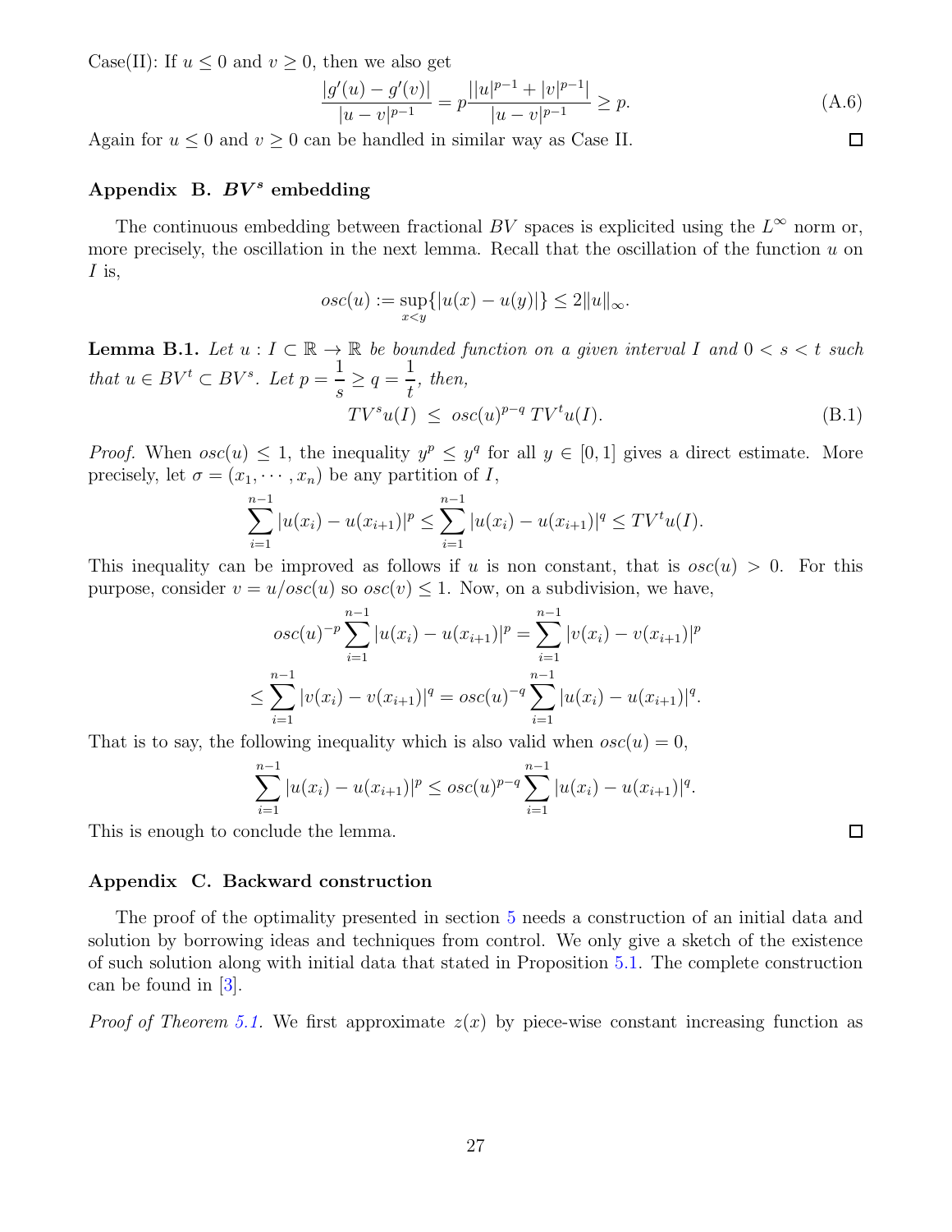Case(II): If $u \leq 0$ and $v \geq 0$, then we also get

$$\frac{|g'(u) - g'(v)|}{|u - v|^{p-1}} = p\frac{||u|^{p-1} + |v|^{p-1}|}{|u - v|^{p-1}} \geq p. \tag{A.6}$$

Again for $u \leq 0$ and $v \geq 0$ can be handled in similar way as Case II. ☐

## Appendix B. $BV^s$ embedding

The continuous embedding between fractional $BV$ spaces is explicited using the $L^\infty$ norm or, more precisely, the oscillation in the next lemma. Recall that the oscillation of the function $u$ on $I$ is,

$$osc(u) := \sup_{x<y}\{|u(x) - u(y)|\} \leq 2\|u\|_\infty.$$

**Lemma B.1.** *Let $u : I \subset \mathbb{R} \to \mathbb{R}$ be bounded function on a given interval $I$ and $0 < s < t$ such that $u \in BV^t \subset BV^s$. Let $p = \dfrac{1}{s} \geq q = \dfrac{1}{t}$, then,*

$$TV^s u(I) \;\leq\; osc(u)^{p-q}\, TV^t u(I). \tag{B.1}$$

*Proof.* When $osc(u) \leq 1$, the inequality $y^p \leq y^q$ for all $y \in [0, 1]$ gives a direct estimate. More precisely, let $\sigma = (x_1, \cdots, x_n)$ be any partition of $I$,

$$\sum_{i=1}^{n-1} |u(x_i) - u(x_{i+1})|^p \leq \sum_{i=1}^{n-1} |u(x_i) - u(x_{i+1})|^q \leq TV^t u(I).$$

This inequality can be improved as follows if $u$ is non constant, that is $osc(u) > 0$. For this purpose, consider $v = u/osc(u)$ so $osc(v) \leq 1$. Now, on a subdivision, we have,

$$osc(u)^{-p} \sum_{i=1}^{n-1} |u(x_i) - u(x_{i+1})|^p = \sum_{i=1}^{n-1} |v(x_i) - v(x_{i+1})|^p$$

$$\leq \sum_{i=1}^{n-1} |v(x_i) - v(x_{i+1})|^q = osc(u)^{-q} \sum_{i=1}^{n-1} |u(x_i) - u(x_{i+1})|^q.$$

That is to say, the following inequality which is also valid when $osc(u) = 0$,

$$\sum_{i=1}^{n-1} |u(x_i) - u(x_{i+1})|^p \leq osc(u)^{p-q} \sum_{i=1}^{n-1} |u(x_i) - u(x_{i+1})|^q.$$

This is enough to conclude the lemma. ☐

## Appendix C. Backward construction

The proof of the optimality presented in section 5 needs a construction of an initial data and solution by borrowing ideas and techniques from control. We only give a sketch of the existence of such solution along with initial data that stated in Proposition 5.1. The complete construction can be found in [3].

*Proof of Theorem 5.1.* We first approximate $z(x)$ by piece-wise constant increasing function as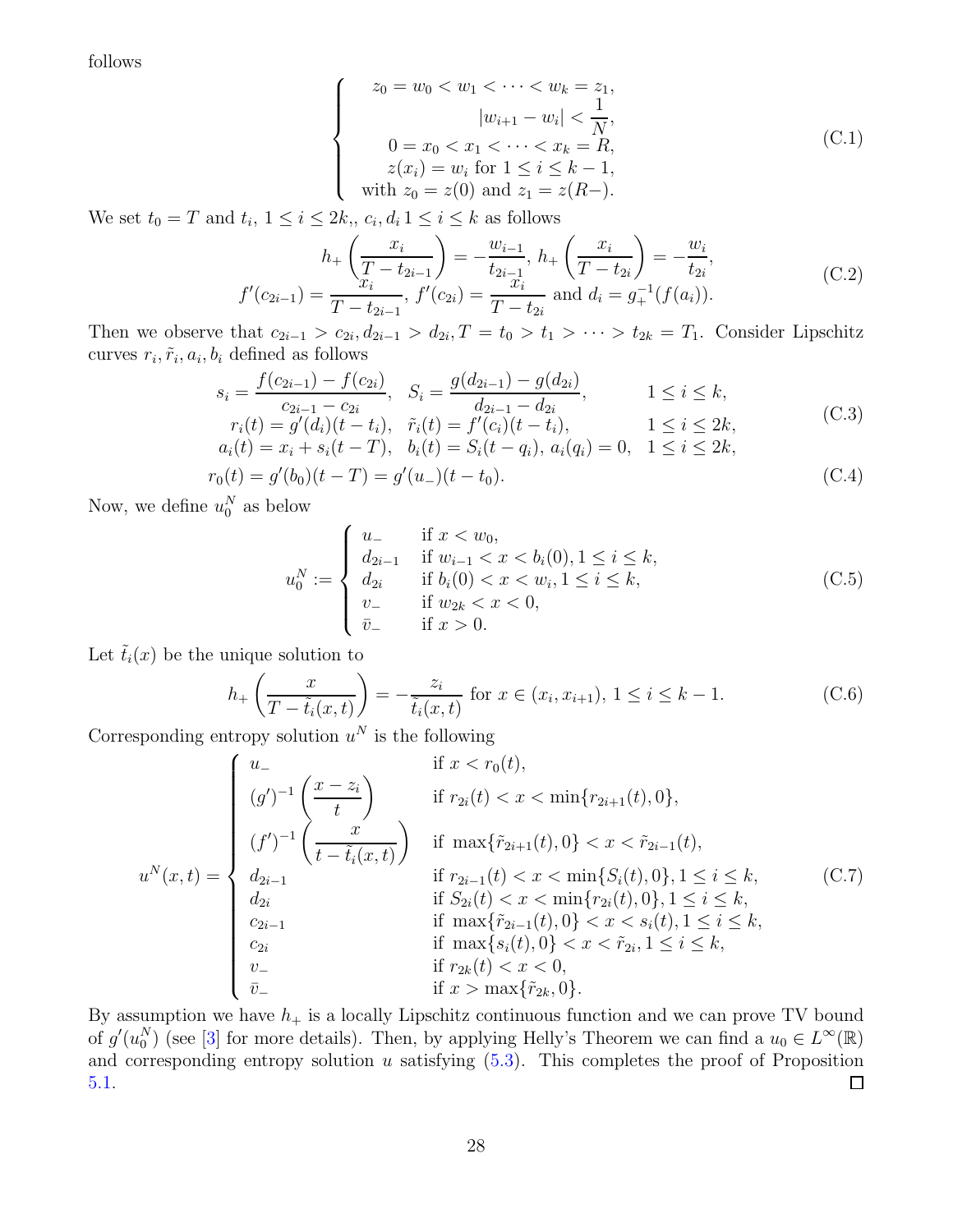follows

$$
\begin{cases}
z_0 = w_0 < w_1 < \cdots < w_k = z_1, \\
|w_{i+1} - w_i| < \dfrac{1}{N}, \\
0 = x_0 < x_1 < \cdots < x_k = R, \\
z(x_i) = w_i \text{ for } 1 \le i \le k-1, \\
\text{with } z_0 = z(0) \text{ and } z_1 = z(R-).
\end{cases}
\tag{C.1}
$$

We set $t_0 = T$ and $t_i$, $1 \le i \le 2k$,, $c_i, d_i \, 1 \le i \le k$ as follows

$$
\begin{aligned}
h_+\left(\frac{x_i}{T - t_{2i-1}}\right) = -\frac{w_{i-1}}{t_{2i-1}},\ h_+\left(\frac{x_i}{T - t_{2i}}\right) = -\frac{w_i}{t_{2i}}, \\
f'(c_{2i-1}) = \frac{x_i}{T - t_{2i-1}},\ f'(c_{2i}) = \frac{x_i}{T - t_{2i}} \text{ and } d_i = g_+^{-1}(f(a_i)).
\end{aligned}
\tag{C.2}
$$

Then we observe that $c_{2i-1} > c_{2i}, d_{2i-1} > d_{2i}, T = t_0 > t_1 > \cdots > t_{2k} = T_1$. Consider Lipschitz curves $r_i, \tilde{r}_i, a_i, b_i$ defined as follows

$$
\begin{aligned}
s_i = \frac{f(c_{2i-1}) - f(c_{2i})}{c_{2i-1} - c_{2i}}, \quad S_i = \frac{g(d_{2i-1}) - g(d_{2i})}{d_{2i-1} - d_{2i}}, \qquad & 1 \le i \le k, \\
r_i(t) = g'(d_i)(t - t_i), \quad \tilde{r}_i(t) = f'(c_i)(t - t_i), \qquad & 1 \le i \le 2k, \\
a_i(t) = x_i + s_i(t - T), \quad b_i(t) = S_i(t - q_i),\ a_i(q_i) = 0, \quad & 1 \le i \le 2k,
\end{aligned}
\tag{C.3}
$$

$$
r_0(t) = g'(b_0)(t - T) = g'(u_-)(t - t_0). \tag{C.4}
$$

Now, we define $u_0^N$ as below

$$
u_0^N := \begin{cases}
u_- & \text{if } x < w_0, \\
d_{2i-1} & \text{if } w_{i-1} < x < b_i(0), 1 \le i \le k, \\
d_{2i} & \text{if } b_i(0) < x < w_i, 1 \le i \le k, \\
v_- & \text{if } w_{2k} < x < 0, \\
\bar{v}_- & \text{if } x > 0.
\end{cases}
\tag{C.5}
$$

Let $\tilde{t}_i(x)$ be the unique solution to

$$
h_+\left(\frac{x}{T - \tilde{t}_i(x,t)}\right) = -\frac{z_i}{\tilde{t}_i(x,t)} \text{ for } x \in (x_i, x_{i+1}),\ 1 \le i \le k-1. \tag{C.6}
$$

Corresponding entropy solution $u^N$ is the following

$$
u^N(x,t) = \begin{cases}
u_- & \text{if } x < r_0(t), \\
(g')^{-1}\left(\dfrac{x - z_i}{t}\right) & \text{if } r_{2i}(t) < x < \min\{r_{2i+1}(t), 0\}, \\
(f')^{-1}\left(\dfrac{x}{t - \tilde{t}_i(x,t)}\right) & \text{if } \max\{\tilde{r}_{2i+1}(t), 0\} < x < \tilde{r}_{2i-1}(t), \\
d_{2i-1} & \text{if } r_{2i-1}(t) < x < \min\{S_i(t), 0\}, 1 \le i \le k, \\
d_{2i} & \text{if } S_{2i}(t) < x < \min\{r_{2i}(t), 0\}, 1 \le i \le k, \\
c_{2i-1} & \text{if } \max\{\tilde{r}_{2i-1}(t), 0\} < x < s_i(t), 1 \le i \le k, \\
c_{2i} & \text{if } \max\{s_i(t), 0\} < x < \tilde{r}_{2i}, 1 \le i \le k, \\
v_- & \text{if } r_{2k}(t) < x < 0, \\
\bar{v}_- & \text{if } x > \max\{\tilde{r}_{2k}, 0\}.
\end{cases}
\tag{C.7}
$$

By assumption we have $h_+$ is a locally Lipschitz continuous function and we can prove TV bound of $g'(u_0^N)$ (see [3] for more details). Then, by applying Helly's Theorem we can find a $u_0 \in L^\infty(\mathbb{R})$ and corresponding entropy solution $u$ satisfying (5.3). This completes the proof of Proposition 5.1. ∎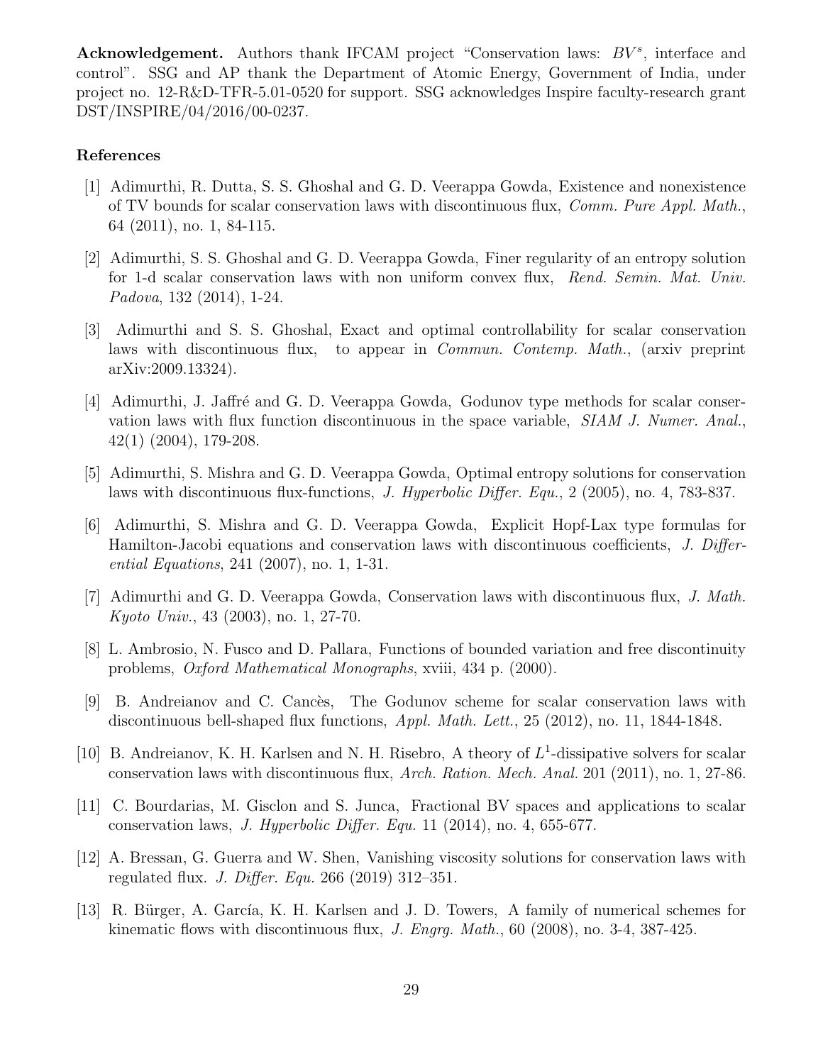**Acknowledgement.** Authors thank IFCAM project "Conservation laws: $BV^s$, interface and control". SSG and AP thank the Department of Atomic Energy, Government of India, under project no. 12-R&D-TFR-5.01-0520 for support. SSG acknowledges Inspire faculty-research grant DST/INSPIRE/04/2016/00-0237.

## References

[1] Adimurthi, R. Dutta, S. S. Ghoshal and G. D. Veerappa Gowda, Existence and nonexistence of TV bounds for scalar conservation laws with discontinuous flux, *Comm. Pure Appl. Math.*, 64 (2011), no. 1, 84-115.

[2] Adimurthi, S. S. Ghoshal and G. D. Veerappa Gowda, Finer regularity of an entropy solution for 1-d scalar conservation laws with non uniform convex flux, *Rend. Semin. Mat. Univ. Padova*, 132 (2014), 1-24.

[3] Adimurthi and S. S. Ghoshal, Exact and optimal controllability for scalar conservation laws with discontinuous flux, to appear in *Commun. Contemp. Math.*, (arxiv preprint arXiv:2009.13324).

[4] Adimurthi, J. Jaffré and G. D. Veerappa Gowda, Godunov type methods for scalar conservation laws with flux function discontinuous in the space variable, *SIAM J. Numer. Anal.*, 42(1) (2004), 179-208.

[5] Adimurthi, S. Mishra and G. D. Veerappa Gowda, Optimal entropy solutions for conservation laws with discontinuous flux-functions, *J. Hyperbolic Differ. Equ.*, 2 (2005), no. 4, 783-837.

[6] Adimurthi, S. Mishra and G. D. Veerappa Gowda, Explicit Hopf-Lax type formulas for Hamilton-Jacobi equations and conservation laws with discontinuous coefficients, *J. Differential Equations*, 241 (2007), no. 1, 1-31.

[7] Adimurthi and G. D. Veerappa Gowda, Conservation laws with discontinuous flux, *J. Math. Kyoto Univ.*, 43 (2003), no. 1, 27-70.

[8] L. Ambrosio, N. Fusco and D. Pallara, Functions of bounded variation and free discontinuity problems, *Oxford Mathematical Monographs*, xviii, 434 p. (2000).

[9] B. Andreianov and C. Cancès, The Godunov scheme for scalar conservation laws with discontinuous bell-shaped flux functions, *Appl. Math. Lett.*, 25 (2012), no. 11, 1844-1848.

[10] B. Andreianov, K. H. Karlsen and N. H. Risebro, A theory of $L^1$-dissipative solvers for scalar conservation laws with discontinuous flux, *Arch. Ration. Mech. Anal.* 201 (2011), no. 1, 27-86.

[11] C. Bourdarias, M. Gisclon and S. Junca, Fractional BV spaces and applications to scalar conservation laws, *J. Hyperbolic Differ. Equ.* 11 (2014), no. 4, 655-677.

[12] A. Bressan, G. Guerra and W. Shen, Vanishing viscosity solutions for conservation laws with regulated flux. *J. Differ. Equ.* 266 (2019) 312–351.

[13] R. Bürger, A. García, K. H. Karlsen and J. D. Towers, A family of numerical schemes for kinematic flows with discontinuous flux, *J. Engrg. Math.*, 60 (2008), no. 3-4, 387-425.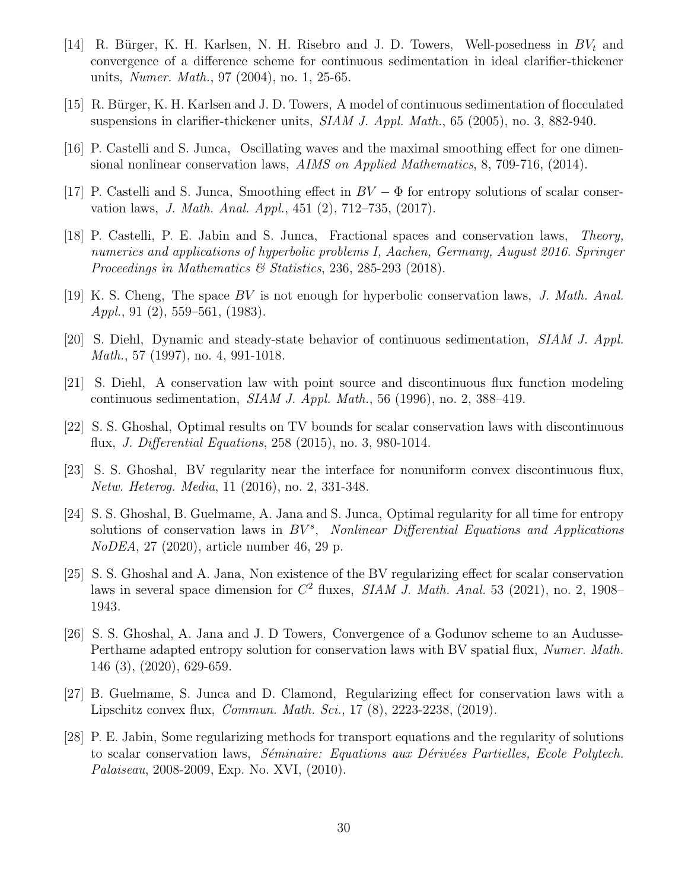[14] R. Bürger, K. H. Karlsen, N. H. Risebro and J. D. Towers, Well-posedness in $BV_t$ and convergence of a difference scheme for continuous sedimentation in ideal clarifier-thickener units, *Numer. Math.*, 97 (2004), no. 1, 25-65.

[15] R. Bürger, K. H. Karlsen and J. D. Towers, A model of continuous sedimentation of flocculated suspensions in clarifier-thickener units, *SIAM J. Appl. Math.*, 65 (2005), no. 3, 882-940.

[16] P. Castelli and S. Junca, Oscillating waves and the maximal smoothing effect for one dimensional nonlinear conservation laws, *AIMS on Applied Mathematics*, 8, 709-716, (2014).

[17] P. Castelli and S. Junca, Smoothing effect in $BV-\Phi$ for entropy solutions of scalar conservation laws, *J. Math. Anal. Appl.*, 451 (2), 712–735, (2017).

[18] P. Castelli, P. E. Jabin and S. Junca, Fractional spaces and conservation laws, *Theory, numerics and applications of hyperbolic problems I, Aachen, Germany, August 2016. Springer Proceedings in Mathematics & Statistics*, 236, 285-293 (2018).

[19] K. S. Cheng, The space $BV$ is not enough for hyperbolic conservation laws, *J. Math. Anal. Appl.*, 91 (2), 559–561, (1983).

[20] S. Diehl, Dynamic and steady-state behavior of continuous sedimentation, *SIAM J. Appl. Math.*, 57 (1997), no. 4, 991-1018.

[21] S. Diehl, A conservation law with point source and discontinuous flux function modeling continuous sedimentation, *SIAM J. Appl. Math.*, 56 (1996), no. 2, 388–419.

[22] S. S. Ghoshal, Optimal results on TV bounds for scalar conservation laws with discontinuous flux, *J. Differential Equations*, 258 (2015), no. 3, 980-1014.

[23] S. S. Ghoshal, BV regularity near the interface for nonuniform convex discontinuous flux, *Netw. Heterog. Media*, 11 (2016), no. 2, 331-348.

[24] S. S. Ghoshal, B. Guelmame, A. Jana and S. Junca, Optimal regularity for all time for entropy solutions of conservation laws in $BV^s$, *Nonlinear Differential Equations and Applications NoDEA*, 27 (2020), article number 46, 29 p.

[25] S. S. Ghoshal and A. Jana, Non existence of the BV regularizing effect for scalar conservation laws in several space dimension for $C^2$ fluxes, *SIAM J. Math. Anal.* 53 (2021), no. 2, 1908–1943.

[26] S. S. Ghoshal, A. Jana and J. D Towers, Convergence of a Godunov scheme to an Audusse-Perthame adapted entropy solution for conservation laws with BV spatial flux, *Numer. Math.* 146 (3), (2020), 629-659.

[27] B. Guelmame, S. Junca and D. Clamond, Regularizing effect for conservation laws with a Lipschitz convex flux, *Commun. Math. Sci.*, 17 (8), 2223-2238, (2019).

[28] P. E. Jabin, Some regularizing methods for transport equations and the regularity of solutions to scalar conservation laws, *Séminaire: Equations aux Dérivées Partielles, Ecole Polytech. Palaiseau*, 2008-2009, Exp. No. XVI, (2010).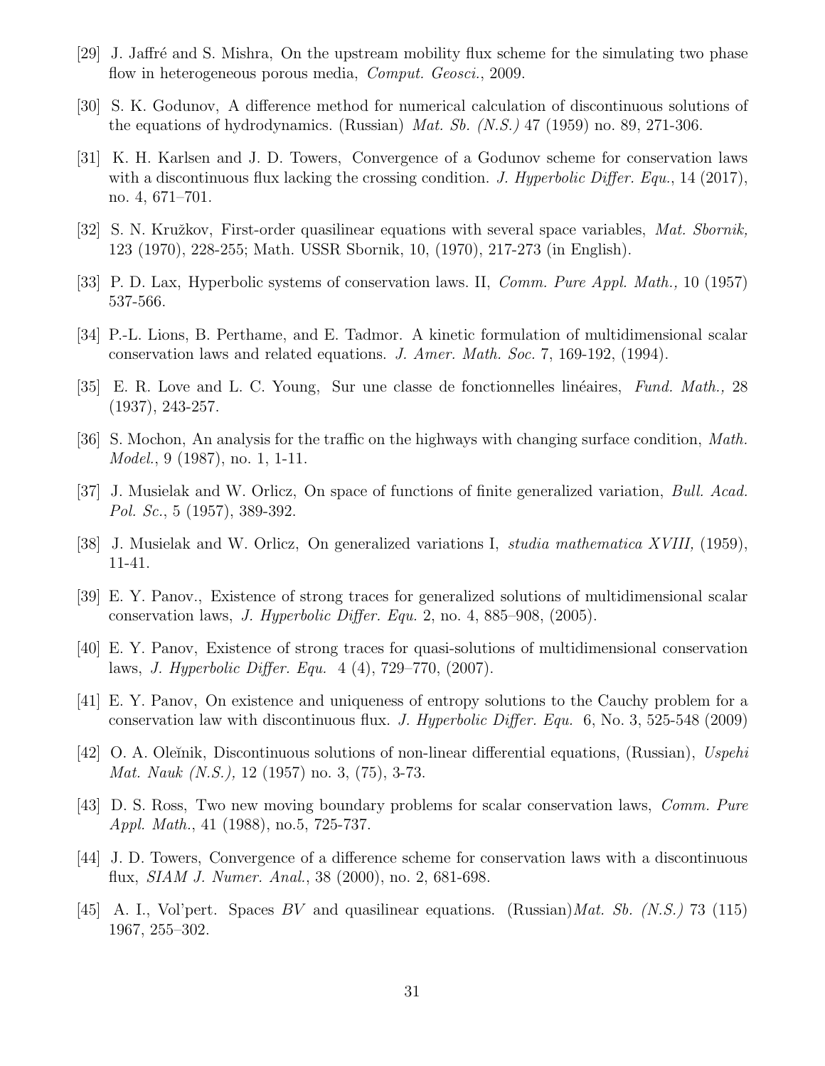[29] J. Jaffré and S. Mishra, On the upstream mobility flux scheme for the simulating two phase flow in heterogeneous porous media, *Comput. Geosci.*, 2009.

[30] S. K. Godunov, A difference method for numerical calculation of discontinuous solutions of the equations of hydrodynamics. (Russian) *Mat. Sb. (N.S.)* 47 (1959) no. 89, 271-306.

[31] K. H. Karlsen and J. D. Towers, Convergence of a Godunov scheme for conservation laws with a discontinuous flux lacking the crossing condition. *J. Hyperbolic Differ. Equ.*, 14 (2017), no. 4, 671–701.

[32] S. N. Kružkov, First-order quasilinear equations with several space variables, *Mat. Sbornik,* 123 (1970), 228-255; Math. USSR Sbornik, 10, (1970), 217-273 (in English).

[33] P. D. Lax, Hyperbolic systems of conservation laws. II, *Comm. Pure Appl. Math.,* 10 (1957) 537-566.

[34] P.-L. Lions, B. Perthame, and E. Tadmor. A kinetic formulation of multidimensional scalar conservation laws and related equations. *J. Amer. Math. Soc.* 7, 169-192, (1994).

[35] E. R. Love and L. C. Young, Sur une classe de fonctionnelles linéaires, *Fund. Math.,* 28 (1937), 243-257.

[36] S. Mochon, An analysis for the traffic on the highways with changing surface condition, *Math. Model.*, 9 (1987), no. 1, 1-11.

[37] J. Musielak and W. Orlicz, On space of functions of finite generalized variation, *Bull. Acad. Pol. Sc.*, 5 (1957), 389-392.

[38] J. Musielak and W. Orlicz, On generalized variations I, *studia mathematica XVIII,* (1959), 11-41.

[39] E. Y. Panov., Existence of strong traces for generalized solutions of multidimensional scalar conservation laws, *J. Hyperbolic Differ. Equ.* 2, no. 4, 885–908, (2005).

[40] E. Y. Panov, Existence of strong traces for quasi-solutions of multidimensional conservation laws, *J. Hyperbolic Differ. Equ.* 4 (4), 729–770, (2007).

[41] E. Y. Panov, On existence and uniqueness of entropy solutions to the Cauchy problem for a conservation law with discontinuous flux. *J. Hyperbolic Differ. Equ.* 6, No. 3, 525-548 (2009)

[42] O. A. Oleĭnik, Discontinuous solutions of non-linear differential equations, (Russian), *Uspehi Mat. Nauk (N.S.),* 12 (1957) no. 3, (75), 3-73.

[43] D. S. Ross, Two new moving boundary problems for scalar conservation laws, *Comm. Pure Appl. Math.*, 41 (1988), no.5, 725-737.

[44] J. D. Towers, Convergence of a difference scheme for conservation laws with a discontinuous flux, *SIAM J. Numer. Anal.*, 38 (2000), no. 2, 681-698.

[45] A. I., Vol'pert. Spaces $BV$ and quasilinear equations. (Russian)*Mat. Sb. (N.S.)* 73 (115) 1967, 255–302.